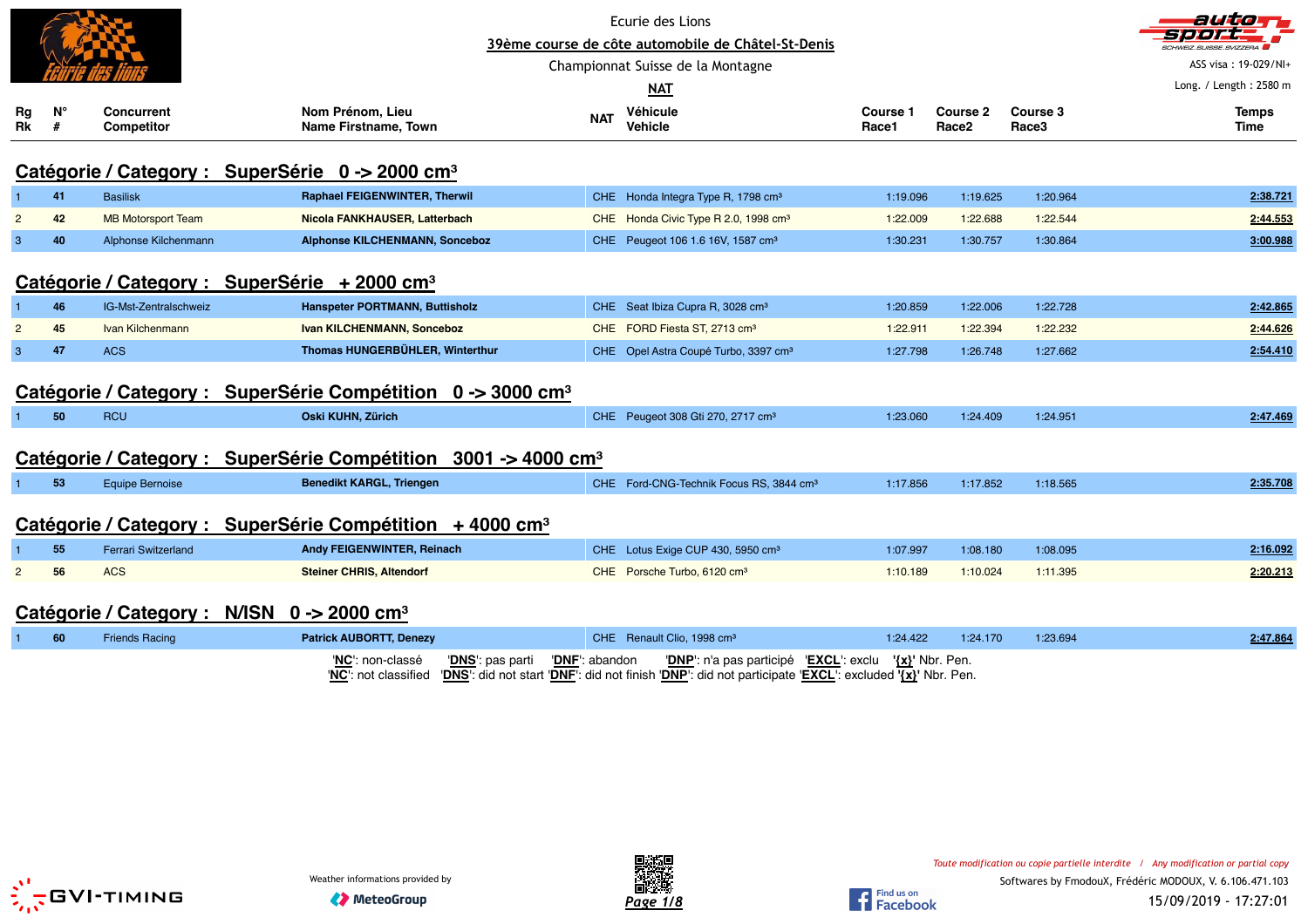Ecurie des Lions

39ème course de côte automobile de Châtel-St-Denis

Championnat Suisse de la Montagne

NAT

ASS visa : 19-029/NI+

Long. / Length : 2580 m

## Catégorie / Category : SuperSérie 0 -> 2000 cm³

| Rg Rk | N° # | Concurrent Competitor | Nom Prénom, Lieu Name Firstname, Town | NAT | Véhicule Vehicle | Course 1 Race1 | Course 2 Race2 | Course 3 Race3 | Temps Time |
|---|---|---|---|---|---|---|---|---|---|
| 1 | 41 | Basilisk | **Raphael FEIGENWINTER, Therwil** | CHE | Honda Integra Type R, 1798 cm³ | 1:19.096 | 1:19.625 | 1:20.964 | **2:38.721** |
| 2 | 42 | MB Motorsport Team | **Nicola FANKHAUSER, Latterbach** | CHE | Honda Civic Type R 2.0, 1998 cm³ | 1:22.009 | 1:22.688 | 1:22.544 | **2:44.553** |
| 3 | 40 | Alphonse Kilchenmann | **Alphonse KILCHENMANN, Sonceboz** | CHE | Peugeot 106 1.6 16V, 1587 cm³ | 1:30.231 | 1:30.757 | 1:30.864 | **3:00.988** |

## Catégorie / Category : SuperSérie + 2000 cm³

| Rg Rk | N° # | Concurrent Competitor | Nom Prénom, Lieu Name Firstname, Town | NAT | Véhicule Vehicle | Course 1 Race1 | Course 2 Race2 | Course 3 Race3 | Temps Time |
|---|---|---|---|---|---|---|---|---|---|
| 1 | 46 | IG-Mst-Zentralschweiz | **Hanspeter PORTMANN, Buttisholz** | CHE | Seat Ibiza Cupra R, 3028 cm³ | 1:20.859 | 1:22.006 | 1:22.728 | **2:42.865** |
| 2 | 45 | Ivan Kilchenmann | **Ivan KILCHENMANN, Sonceboz** | CHE | FORD Fiesta ST, 2713 cm³ | 1:22.911 | 1:22.394 | 1:22.232 | **2:44.626** |
| 3 | 47 | ACS | **Thomas HUNGERBÜHLER, Winterthur** | CHE | Opel Astra Coupé Turbo, 3397 cm³ | 1:27.798 | 1:26.748 | 1:27.662 | **2:54.410** |

## Catégorie / Category : SuperSérie Compétition 0 -> 3000 cm³

| Rg Rk | N° # | Concurrent Competitor | Nom Prénom, Lieu Name Firstname, Town | NAT | Véhicule Vehicle | Course 1 Race1 | Course 2 Race2 | Course 3 Race3 | Temps Time |
|---|---|---|---|---|---|---|---|---|---|
| 1 | 50 | RCU | **Oski KUHN, Zürich** | CHE | Peugeot 308 Gti 270, 2717 cm³ | 1:23.060 | 1:24.409 | 1:24.951 | **2:47.469** |

## Catégorie / Category : SuperSérie Compétition 3001 -> 4000 cm³

| Rg Rk | N° # | Concurrent Competitor | Nom Prénom, Lieu Name Firstname, Town | NAT | Véhicule Vehicle | Course 1 Race1 | Course 2 Race2 | Course 3 Race3 | Temps Time |
|---|---|---|---|---|---|---|---|---|---|
| 1 | 53 | Equipe Bernoise | **Benedikt KARGL, Triengen** | CHE | Ford-CNG-Technik Focus RS, 3844 cm³ | 1:17.856 | 1:17.852 | 1:18.565 | **2:35.708** |

## Catégorie / Category : SuperSérie Compétition + 4000 cm³

| Rg Rk | N° # | Concurrent Competitor | Nom Prénom, Lieu Name Firstname, Town | NAT | Véhicule Vehicle | Course 1 Race1 | Course 2 Race2 | Course 3 Race3 | Temps Time |
|---|---|---|---|---|---|---|---|---|---|
| 1 | 55 | Ferrari Switzerland | **Andy FEIGENWINTER, Reinach** | CHE | Lotus Exige CUP 430, 5950 cm³ | 1:07.997 | 1:08.180 | 1:08.095 | **2:16.092** |
| 2 | 56 | ACS | **Steiner CHRIS, Altendorf** | CHE | Porsche Turbo, 6120 cm³ | 1:10.189 | 1:10.024 | 1:11.395 | **2:20.213** |

## Catégorie / Category : N/ISN 0 -> 2000 cm³

| Rg Rk | N° # | Concurrent Competitor | Nom Prénom, Lieu Name Firstname, Town | NAT | Véhicule Vehicle | Course 1 Race1 | Course 2 Race2 | Course 3 Race3 | Temps Time |
|---|---|---|---|---|---|---|---|---|---|
| 1 | 60 | Friends Racing | **Patrick AUBORTT, Denezy** | CHE | Renault Clio, 1998 cm³ | 1:24.422 | 1:24.170 | 1:23.694 | **2:47.864** |

'**NC**': non-classé '**DNS**': pas parti '**DNF**': abandon '**DNP**': n'a pas participé '**EXCL**': exclu '**{x}**' Nbr. Pen.
'**NC**': not classified '**DNS**': did not start '**DNF**': did not finish '**DNP**': did not participate '**EXCL**': excluded '**{x}**' Nbr. Pen.

Weather informations provided by MeteoGroup

*Toute modification ou copie partielle interdite / Any modification or partial copy*

Softwares by FmodouX, Frédéric MODOUX, V. 6.106.471.103

15/09/2019 - 17:27:01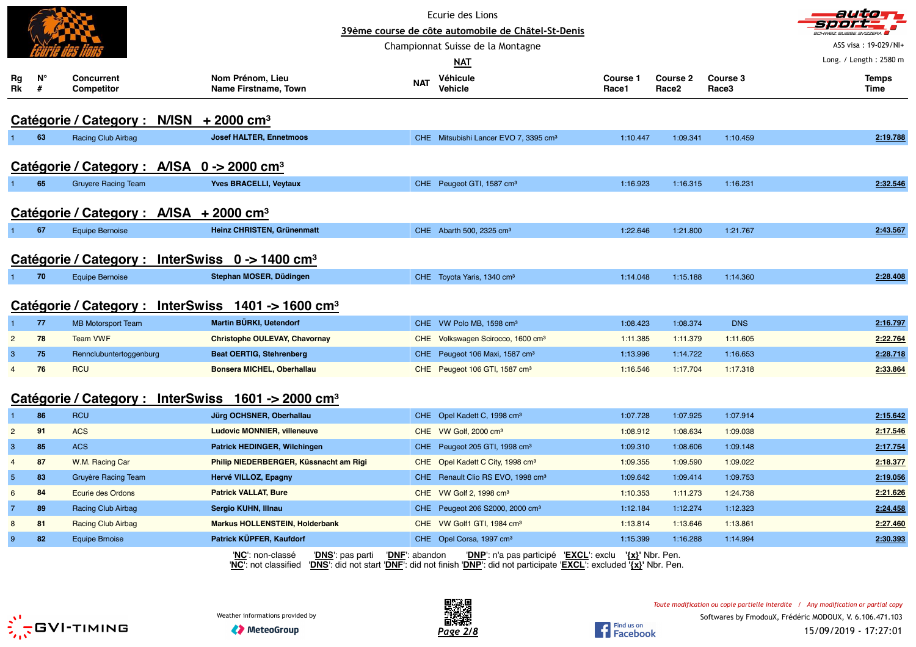Ecurie des Lions

39ème course de côte automobile de Châtel-St-Denis

Championnat Suisse de la Montagne

NAT

ASS visa : 19-029/NI+

Long. / Length : 2580 m

## Catégorie / Category : N/ISN + 2000 cm³

| Rg Rk | N° # | Concurrent Competitor | Nom Prénom, Lieu Name Firstname, Town | NAT | Véhicule Vehicle | Course 1 Race1 | Course 2 Race2 | Course 3 Race3 | Temps Time |
|---|---|---|---|---|---|---|---|---|---|
| 1 | 63 | Racing Club Airbag | **Josef HALTER, Ennetmoos** | CHE | Mitsubishi Lancer EVO 7, 3395 cm³ | 1:10.447 | 1:09.341 | 1:10.459 | **2:19.788** |

## Catégorie / Category : A/ISA 0 -> 2000 cm³

| Rg Rk | N° # | Concurrent Competitor | Nom Prénom, Lieu Name Firstname, Town | NAT | Véhicule Vehicle | Course 1 Race1 | Course 2 Race2 | Course 3 Race3 | Temps Time |
|---|---|---|---|---|---|---|---|---|---|
| 1 | 65 | Gruyere Racing Team | **Yves BRACELLI, Veytaux** | CHE | Peugeot GTI, 1587 cm³ | 1:16.923 | 1:16.315 | 1:16.231 | **2:32.546** |

## Catégorie / Category : A/ISA + 2000 cm³

| Rg Rk | N° # | Concurrent Competitor | Nom Prénom, Lieu Name Firstname, Town | NAT | Véhicule Vehicle | Course 1 Race1 | Course 2 Race2 | Course 3 Race3 | Temps Time |
|---|---|---|---|---|---|---|---|---|---|
| 1 | 67 | Equipe Bernoise | **Heinz CHRISTEN, Grünenmatt** | CHE | Abarth 500, 2325 cm³ | 1:22.646 | 1:21.800 | 1:21.767 | **2:43.567** |

## Catégorie / Category : InterSwiss 0 -> 1400 cm³

| Rg Rk | N° # | Concurrent Competitor | Nom Prénom, Lieu Name Firstname, Town | NAT | Véhicule Vehicle | Course 1 Race1 | Course 2 Race2 | Course 3 Race3 | Temps Time |
|---|---|---|---|---|---|---|---|---|---|
| 1 | 70 | Equipe Bernoise | **Stephan MOSER, Düdingen** | CHE | Toyota Yaris, 1340 cm³ | 1:14.048 | 1:15.188 | 1:14.360 | **2:28.408** |

## Catégorie / Category : InterSwiss 1401 -> 1600 cm³

| Rg Rk | N° # | Concurrent Competitor | Nom Prénom, Lieu Name Firstname, Town | NAT | Véhicule Vehicle | Course 1 Race1 | Course 2 Race2 | Course 3 Race3 | Temps Time |
|---|---|---|---|---|---|---|---|---|---|
| 1 | 77 | MB Motorsport Team | **Martin BÜRKI, Uetendorf** | CHE | VW Polo MB, 1598 cm³ | 1:08.423 | 1:08.374 | DNS | **2:16.797** |
| 2 | 78 | Team VWF | **Christophe OULEVAY, Chavornay** | CHE | Volkswagen Scirocco, 1600 cm³ | 1:11.385 | 1:11.379 | 1:11.605 | **2:22.764** |
| 3 | 75 | Rennclubuntertoggenburg | **Beat OERTIG, Stehrenberg** | CHE | Peugeot 106 Maxi, 1587 cm³ | 1:13.996 | 1:14.722 | 1:16.653 | **2:28.718** |
| 4 | 76 | RCU | **Bonsera MICHEL, Oberhallau** | CHE | Peugeot 106 GTI, 1587 cm³ | 1:16.546 | 1:17.704 | 1:17.318 | **2:33.864** |

## Catégorie / Category : InterSwiss 1601 -> 2000 cm³

| Rg Rk | N° # | Concurrent Competitor | Nom Prénom, Lieu Name Firstname, Town | NAT | Véhicule Vehicle | Course 1 Race1 | Course 2 Race2 | Course 3 Race3 | Temps Time |
|---|---|---|---|---|---|---|---|---|---|
| 1 | 86 | RCU | **Jürg OCHSNER, Oberhallau** | CHE | Opel Kadett C, 1998 cm³ | 1:07.728 | 1:07.925 | 1:07.914 | **2:15.642** |
| 2 | 91 | ACS | **Ludovic MONNIER, villeneuve** | CHE | VW Golf, 2000 cm³ | 1:08.912 | 1:08.634 | 1:09.038 | **2:17.546** |
| 3 | 85 | ACS | **Patrick HEDINGER, Wilchingen** | CHE | Peugeot 205 GTI, 1998 cm³ | 1:09.310 | 1:08.606 | 1:09.148 | **2:17.754** |
| 4 | 87 | W.M. Racing Car | **Philip NIEDERBERGER, Küssnacht am Rigi** | CHE | Opel Kadett C City, 1998 cm³ | 1:09.355 | 1:09.590 | 1:09.022 | **2:18.377** |
| 5 | 83 | Gruyère Racing Team | **Hervé VILLOZ, Epagny** | CHE | Renault Clio RS EVO, 1998 cm³ | 1:09.642 | 1:09.414 | 1:09.753 | **2:19.056** |
| 6 | 84 | Ecurie des Ordons | **Patrick VALLAT, Bure** | CHE | VW Golf 2, 1998 cm³ | 1:10.353 | 1:11.273 | 1:24.738 | **2:21.626** |
| 7 | 89 | Racing Club Airbag | **Sergio KUHN, Illnau** | CHE | Peugeot 206 S2000, 2000 cm³ | 1:12.184 | 1:12.274 | 1:12.323 | **2:24.458** |
| 8 | 81 | Racing Club Airbag | **Markus HOLLENSTEIN, Holderbank** | CHE | VW Golf1 GTI, 1984 cm³ | 1:13.814 | 1:13.646 | 1:13.861 | **2:27.460** |
| 9 | 82 | Equipe Brnoise | **Patrick KÜPFER, Kaufdorf** | CHE | Opel Corsa, 1997 cm³ | 1:15.399 | 1:16.288 | 1:14.994 | **2:30.393** |

'**NC**': non-classé '**DNS**': pas parti '**DNF**': abandon '**DNP**': n'a pas participé '**EXCL**': exclu '**{x}**' Nbr. Pen.
'**NC**': not classified '**DNS**': did not start '**DNF**': did not finish '**DNP**': did not participate '**EXCL**': excluded '**{x}**' Nbr. Pen.

Weather informations provided by MeteoGroup

*Toute modification ou copie partielle interdite / Any modification or partial copy*

Softwares by FmodouX, Frédéric MODOUX, V. 6.106.471.103

15/09/2019 - 17:27:01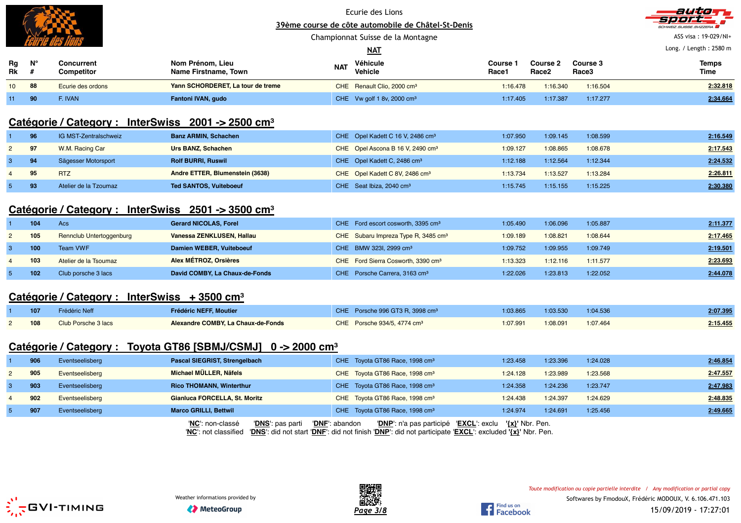Ecurie des Lions

39ème course de côte automobile de Châtel-St-Denis

Championnat Suisse de la Montagne

NAT

ASS visa : 19-029/NI+

Long. / Length : 2580 m

| Rg Rk | N° # | Concurrent Competitor | Nom Prénom, Lieu Name Firstname, Town | NAT | Véhicule Vehicle | Course 1 Race1 | Course 2 Race2 | Course 3 Race3 | Temps Time |
|---|---|---|---|---|---|---|---|---|---|
| 10 | 88 | Ecurie des ordons | **Yann SCHORDERET, La tour de treme** | CHE | Renault Clio, 2000 cm³ | 1:16.478 | 1:16.340 | 1:16.504 | **2:32.818** |
| 11 | 90 | F. IVAN | **Fantoni IVAN, gudo** | CHE | Vw golf 1 8v, 2000 cm³ | 1:17.405 | 1:17.387 | 1:17.277 | **2:34.664** |

## Catégorie / Category : InterSwiss 2001 -> 2500 cm³

| Rg Rk | N° # | Concurrent Competitor | Nom Prénom, Lieu Name Firstname, Town | NAT | Véhicule Vehicle | Course 1 Race1 | Course 2 Race2 | Course 3 Race3 | Temps Time |
|---|---|---|---|---|---|---|---|---|---|
| 1 | 96 | IG MST-Zentralschweiz | **Banz ARMIN, Schachen** | CHE | Opel Kadett C 16 V, 2486 cm³ | 1:07.950 | 1:09.145 | 1:08.599 | **2:16.549** |
| 2 | 97 | W.M. Racing Car | **Urs BANZ, Schachen** | CHE | Opel Ascona B 16 V, 2490 cm³ | 1:09.127 | 1:08.865 | 1:08.678 | **2:17.543** |
| 3 | 94 | Sägesser Motorsport | **Rolf BURRI, Ruswil** | CHE | Opel Kadett C, 2486 cm³ | 1:12.188 | 1:12.564 | 1:12.344 | **2:24.532** |
| 4 | 95 | RTZ | **Andre ETTER, Blumenstein (3638)** | CHE | Opel Kadett C 8V, 2486 cm³ | 1:13.734 | 1:13.527 | 1:13.284 | **2:26.811** |
| 5 | 93 | Atelier de la Tzoumaz | **Ted SANTOS, Vuiteboeuf** | CHE | Seat Ibiza, 2040 cm³ | 1:15.745 | 1:15.155 | 1:15.225 | **2:30.380** |

## Catégorie / Category : InterSwiss 2501 -> 3500 cm³

| Rg Rk | N° # | Concurrent Competitor | Nom Prénom, Lieu Name Firstname, Town | NAT | Véhicule Vehicle | Course 1 Race1 | Course 2 Race2 | Course 3 Race3 | Temps Time |
|---|---|---|---|---|---|---|---|---|---|
| 1 | 104 | Acs | **Gerard NICOLAS, Forel** | CHE | Ford escort cosworth, 3395 cm³ | 1:05.490 | 1:06.096 | 1:05.887 | **2:11.377** |
| 2 | 105 | Rennclub Untertoggenburg | **Vanessa ZENKLUSEN, Hallau** | CHE | Subaru Impreza Type R, 3485 cm³ | 1:09.189 | 1:08.821 | 1:08.644 | **2:17.465** |
| 3 | 100 | Team VWF | **Damien WEBER, Vuiteboeuf** | CHE | BMW 323I, 2999 cm³ | 1:09.752 | 1:09.955 | 1:09.749 | **2:19.501** |
| 4 | 103 | Atelier de la Tsoumaz | **Alex MÉTROZ, Orsières** | CHE | Ford Sierra Cosworth, 3390 cm³ | 1:13.323 | 1:12.116 | 1:11.577 | **2:23.693** |
| 5 | 102 | Club porsche 3 lacs | **David COMBY, La Chaux-de-Fonds** | CHE | Porsche Carrera, 3163 cm³ | 1:22.026 | 1:23.813 | 1:22.052 | **2:44.078** |

## Catégorie / Category : InterSwiss + 3500 cm³

| Rg Rk | N° # | Concurrent Competitor | Nom Prénom, Lieu Name Firstname, Town | NAT | Véhicule Vehicle | Course 1 Race1 | Course 2 Race2 | Course 3 Race3 | Temps Time |
|---|---|---|---|---|---|---|---|---|---|
| 1 | 107 | Frédéric Neff | **Frédéric NEFF, Moutier** | CHE | Porsche 996 GT3 R, 3998 cm³ | 1:03.865 | 1:03.530 | 1:04.536 | **2:07.395** |
| 2 | 108 | Club Porsche 3 Lacs | **Alexandre COMBY, La Chaux-de-Fonds** | CHE | Porsche 934/5, 4774 cm³ | 1:07.991 | 1:08.091 | 1:07.464 | **2:15.455** |

## Catégorie / Category : Toyota GT86 [SBMJ/CSMJ] 0 -> 2000 cm³

| Rg Rk | N° # | Concurrent Competitor | Nom Prénom, Lieu Name Firstname, Town | NAT | Véhicule Vehicle | Course 1 Race1 | Course 2 Race2 | Course 3 Race3 | Temps Time |
|---|---|---|---|---|---|---|---|---|---|
| 1 | 906 | Eventseelisberg | **Pascal SIEGRIST, Strengelbach** | CHE | Toyota GT86 Race, 1998 cm³ | 1:23.458 | 1:23.396 | 1:24.028 | **2:46.854** |
| 2 | 905 | Eventseelisberg | **Michael MÜLLER, Näfels** | CHE | Toyota GT86 Race, 1998 cm³ | 1:24.128 | 1:23.989 | 1:23.568 | **2:47.557** |
| 3 | 903 | Eventseelisberg | **Rico THOMANN, Winterthur** | CHE | Toyota GT86 Race, 1998 cm³ | 1:24.358 | 1:24.236 | 1:23.747 | **2:47.983** |
| 4 | 902 | Eventseelisberg | **Gianluca FORCELLA, St. Moritz** | CHE | Toyota GT86 Race, 1998 cm³ | 1:24.438 | 1:24.397 | 1:24.629 | **2:48.835** |
| 5 | 907 | Eventseelisberg | **Marco GRILLI, Bettwil** | CHE | Toyota GT86 Race, 1998 cm³ | 1:24.974 | 1:24.691 | 1:25.456 | **2:49.665** |

'**NC**': non-classé '**DNS**': pas parti '**DNF**': abandon '**DNP**': n'a pas participé '**EXCL**': exclu '**{x}**' Nbr. Pen.
'**NC**': not classified '**DNS**': did not start '**DNF**': did not finish '**DNP**': did not participate '**EXCL**': excluded '**{x}**' Nbr. Pen.

Weather informations provided by MeteoGroup

*Toute modification ou copie partielle interdite / Any modification or partial copy*

Softwares by FmodouX, Frédéric MODOUX, V. 6.106.471.103

15/09/2019 - 17:27:01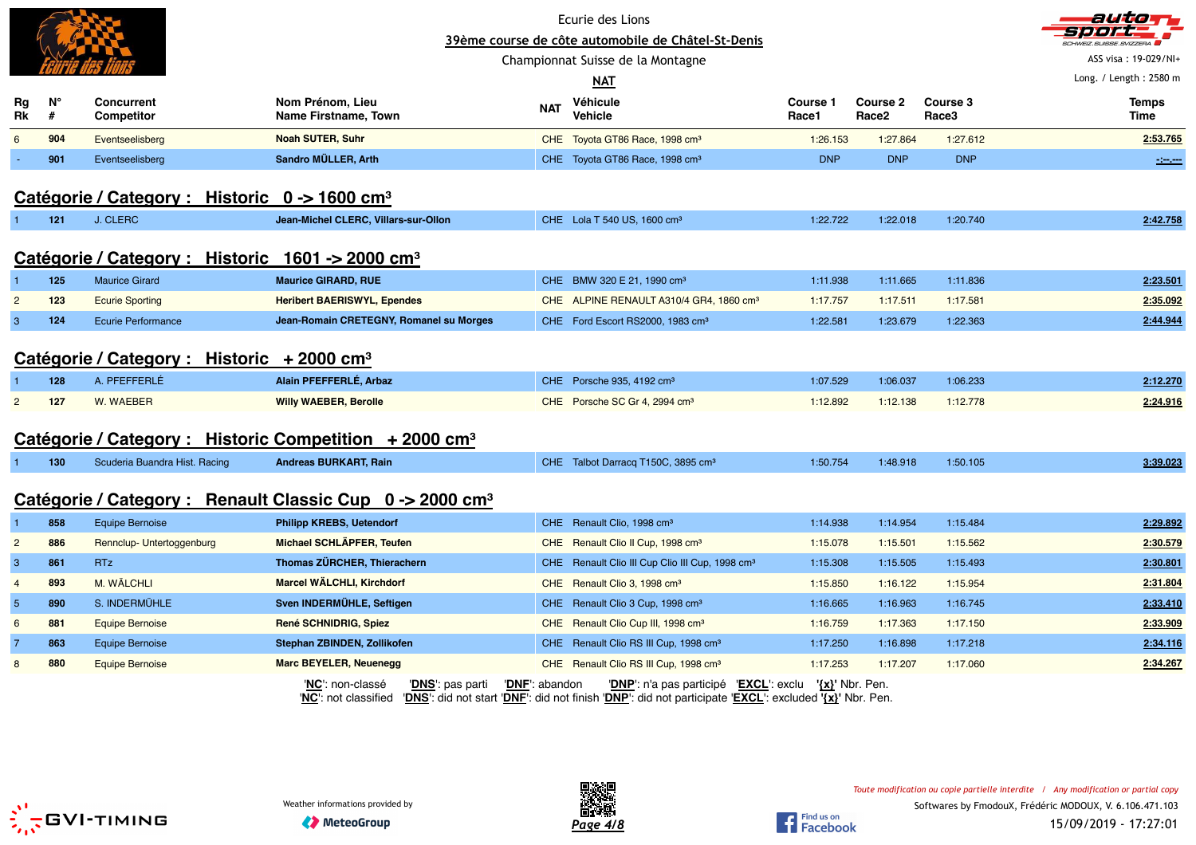Ecurie des Lions

39ème course de côte automobile de Châtel-St-Denis

Championnat Suisse de la Montagne

NAT

ASS visa : 19-029/NI+

Long. / Length : 2580 m

| Rg Rk | N° # | Concurrent Competitor | Nom Prénom, Lieu Name Firstname, Town | NAT | Véhicule Vehicle | Course 1 Race1 | Course 2 Race2 | Course 3 Race3 | Temps Time |
|---|---|---|---|---|---|---|---|---|---|
| 6 | 904 | Eventseelisberg | **Noah SUTER, Suhr** | CHE | Toyota GT86 Race, 1998 cm³ | 1:26.153 | 1:27.864 | 1:27.612 | 2:53.765 |
| - | 901 | Eventseelisberg | **Sandro MÜLLER, Arth** | CHE | Toyota GT86 Race, 1998 cm³ | DNP | DNP | DNP | -:--.--- |

## Catégorie / Category : Historic 0 -> 1600 cm³

| Rg Rk | N° # | Concurrent Competitor | Nom Prénom, Lieu Name Firstname, Town | NAT | Véhicule Vehicle | Course 1 Race1 | Course 2 Race2 | Course 3 Race3 | Temps Time |
|---|---|---|---|---|---|---|---|---|---|
| 1 | 121 | J. CLERC | **Jean-Michel CLERC, Villars-sur-Ollon** | CHE | Lola T 540 US, 1600 cm³ | 1:22.722 | 1:22.018 | 1:20.740 | 2:42.758 |

## Catégorie / Category : Historic 1601 -> 2000 cm³

| Rg Rk | N° # | Concurrent Competitor | Nom Prénom, Lieu Name Firstname, Town | NAT | Véhicule Vehicle | Course 1 Race1 | Course 2 Race2 | Course 3 Race3 | Temps Time |
|---|---|---|---|---|---|---|---|---|---|
| 1 | 125 | Maurice Girard | **Maurice GIRARD, RUE** | CHE | BMW 320 E 21, 1990 cm³ | 1:11.938 | 1:11.665 | 1:11.836 | 2:23.501 |
| 2 | 123 | Ecurie Sporting | **Heribert BAERISWYL, Ependes** | CHE | ALPINE RENAULT A310/4 GR4, 1860 cm³ | 1:17.757 | 1:17.511 | 1:17.581 | 2:35.092 |
| 3 | 124 | Ecurie Performance | **Jean-Romain CRETEGNY, Romanel su Morges** | CHE | Ford Escort RS2000, 1983 cm³ | 1:22.581 | 1:23.679 | 1:22.363 | 2:44.944 |

## Catégorie / Category : Historic + 2000 cm³

| Rg Rk | N° # | Concurrent Competitor | Nom Prénom, Lieu Name Firstname, Town | NAT | Véhicule Vehicle | Course 1 Race1 | Course 2 Race2 | Course 3 Race3 | Temps Time |
|---|---|---|---|---|---|---|---|---|---|
| 1 | 128 | A. PFEFFERLÉ | **Alain PFEFFERLÉ, Arbaz** | CHE | Porsche 935, 4192 cm³ | 1:07.529 | 1:06.037 | 1:06.233 | 2:12.270 |
| 2 | 127 | W. WAEBER | **Willy WAEBER, Berolle** | CHE | Porsche SC Gr 4, 2994 cm³ | 1:12.892 | 1:12.138 | 1:12.778 | 2:24.916 |

## Catégorie / Category : Historic Competition + 2000 cm³

| Rg Rk | N° # | Concurrent Competitor | Nom Prénom, Lieu Name Firstname, Town | NAT | Véhicule Vehicle | Course 1 Race1 | Course 2 Race2 | Course 3 Race3 | Temps Time |
|---|---|---|---|---|---|---|---|---|---|
| 1 | 130 | Scuderia Buandra Hist. Racing | **Andreas BURKART, Rain** | CHE | Talbot Darracq T150C, 3895 cm³ | 1:50.754 | 1:48.918 | 1:50.105 | 3:39.023 |

## Catégorie / Category : Renault Classic Cup 0 -> 2000 cm³

| Rg Rk | N° # | Concurrent Competitor | Nom Prénom, Lieu Name Firstname, Town | NAT | Véhicule Vehicle | Course 1 Race1 | Course 2 Race2 | Course 3 Race3 | Temps Time |
|---|---|---|---|---|---|---|---|---|---|
| 1 | 858 | Equipe Bernoise | **Philipp KREBS, Uetendorf** | CHE | Renault Clio, 1998 cm³ | 1:14.938 | 1:14.954 | 1:15.484 | 2:29.892 |
| 2 | 886 | Rennclup- Untertoggenburg | **Michael SCHLÄPFER, Teufen** | CHE | Renault Clio II Cup, 1998 cm³ | 1:15.078 | 1:15.501 | 1:15.562 | 2:30.579 |
| 3 | 861 | RTz | **Thomas ZÜRCHER, Thierachern** | CHE | Renault Clio III Cup Clio III Cup, 1998 cm³ | 1:15.308 | 1:15.505 | 1:15.493 | 2:30.801 |
| 4 | 893 | M. WÄLCHLI | **Marcel WÄLCHLI, Kirchdorf** | CHE | Renault Clio 3, 1998 cm³ | 1:15.850 | 1:16.122 | 1:15.954 | 2:31.804 |
| 5 | 890 | S. INDERMÜHLE | **Sven INDERMÜHLE, Seftigen** | CHE | Renault Clio 3 Cup, 1998 cm³ | 1:16.665 | 1:16.963 | 1:16.745 | 2:33.410 |
| 6 | 881 | Equipe Bernoise | **René SCHNIDRIG, Spiez** | CHE | Renault Clio Cup III, 1998 cm³ | 1:16.759 | 1:17.363 | 1:17.150 | 2:33.909 |
| 7 | 863 | Equipe Bernoise | **Stephan ZBINDEN, Zollikofen** | CHE | Renault Clio RS III Cup, 1998 cm³ | 1:17.250 | 1:16.898 | 1:17.218 | 2:34.116 |
| 8 | 880 | Equipe Bernoise | **Marc BEYELER, Neuenegg** | CHE | Renault Clio RS III Cup, 1998 cm³ | 1:17.253 | 1:17.207 | 1:17.060 | 2:34.267 |

'NC': non-classé 'DNS': pas parti 'DNF': abandon 'DNP': n'a pas participé 'EXCL': exclu '{x}' Nbr. Pen.
'NC': not classified 'DNS': did not start 'DNF': did not finish 'DNP': did not participate 'EXCL': excluded '{x}' Nbr. Pen.

Weather informations provided by MeteoGroup

Toute modification ou copie partielle interdite / Any modification or partial copy

Softwares by FmodouX, Frédéric MODOUX, V. 6.106.471.103

15/09/2019 - 17:27:01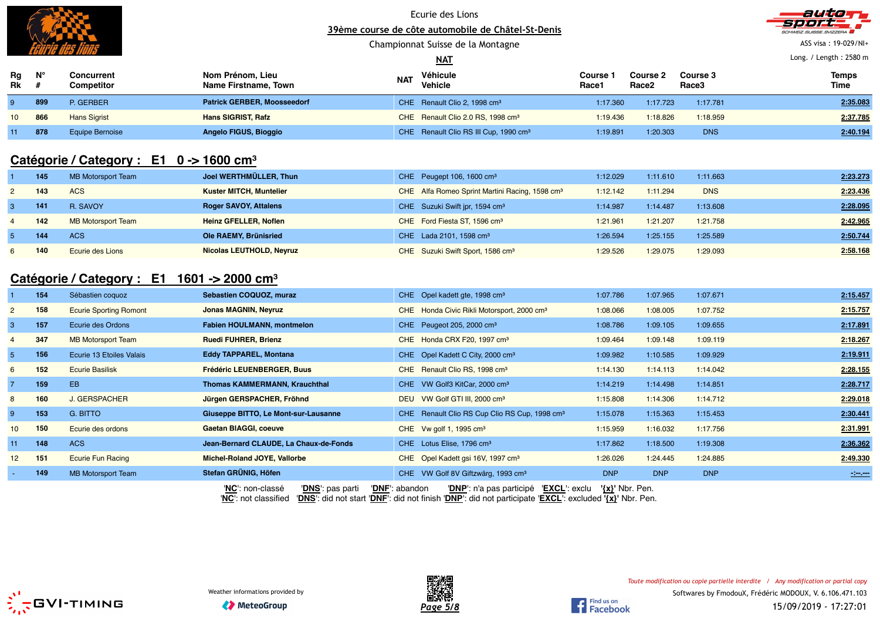Ecurie des Lions

**39ème course de côte automobile de Châtel-St-Denis**

Championnat Suisse de la Montagne

**NAT**

ASS visa : 19-029/NI+

Long. / Length : 2580 m

| Rg Rk | N° # | Concurrent Competitor | Nom Prénom, Lieu Name Firstname, Town | NAT | Véhicule Vehicle | Course 1 Race1 | Course 2 Race2 | Course 3 Race3 | Temps Time |
|---|---|---|---|---|---|---|---|---|---|
| 9 | 899 | P. GERBER | Patrick GERBER, Moosseedorf | CHE | Renault Clio 2, 1998 cm³ | 1:17.360 | 1:17.723 | 1:17.781 | 2:35.083 |
| 10 | 866 | Hans Sigrist | Hans SIGRIST, Rafz | CHE | Renault Clio 2.0 RS, 1998 cm³ | 1:19.436 | 1:18.826 | 1:18.959 | 2:37.785 |
| 11 | 878 | Equipe Bernoise | Angelo FIGUS, Bioggio | CHE | Renault Clio RS III Cup, 1990 cm³ | 1:19.891 | 1:20.303 | DNS | 2:40.194 |

## Catégorie / Category : E1 0 -> 1600 cm³

| Rg Rk | N° # | Concurrent Competitor | Nom Prénom, Lieu Name Firstname, Town | NAT | Véhicule Vehicle | Course 1 Race1 | Course 2 Race2 | Course 3 Race3 | Temps Time |
|---|---|---|---|---|---|---|---|---|---|
| 1 | 145 | MB Motorsport Team | Joel WERTHMÜLLER, Thun | CHE | Peugept 106, 1600 cm³ | 1:12.029 | 1:11.610 | 1:11.663 | 2:23.273 |
| 2 | 143 | ACS | Kuster MITCH, Muntelier | CHE | Alfa Romeo Sprint Martini Racing, 1598 cm³ | 1:12.142 | 1:11.294 | DNS | 2:23.436 |
| 3 | 141 | R. SAVOY | Roger SAVOY, Attalens | CHE | Suzuki Swift jpr, 1594 cm³ | 1:14.987 | 1:14.487 | 1:13.608 | 2:28.095 |
| 4 | 142 | MB Motorsport Team | Heinz GFELLER, Noflen | CHE | Ford Fiesta ST, 1596 cm³ | 1:21.961 | 1:21.207 | 1:21.758 | 2:42.965 |
| 5 | 144 | ACS | Ole RAEMY, Brünisried | CHE | Lada 2101, 1598 cm³ | 1:26.594 | 1:25.155 | 1:25.589 | 2:50.744 |
| 6 | 140 | Ecurie des Lions | Nicolas LEUTHOLD, Neyruz | CHE | Suzuki Swift Sport, 1586 cm³ | 1:29.526 | 1:29.075 | 1:29.093 | 2:58.168 |

## Catégorie / Category : E1 1601 -> 2000 cm³

| Rg Rk | N° # | Concurrent Competitor | Nom Prénom, Lieu Name Firstname, Town | NAT | Véhicule Vehicle | Course 1 Race1 | Course 2 Race2 | Course 3 Race3 | Temps Time |
|---|---|---|---|---|---|---|---|---|---|
| 1 | 154 | Sébastien coquoz | Sebastien COQUOZ, muraz | CHE | Opel kadett gte, 1998 cm³ | 1:07.786 | 1:07.965 | 1:07.671 | 2:15.457 |
| 2 | 158 | Ecurie Sporting Romont | Jonas MAGNIN, Neyruz | CHE | Honda Civic Rikli Motorsport, 2000 cm³ | 1:08.066 | 1:08.005 | 1:07.752 | 2:15.757 |
| 3 | 157 | Ecurie des Ordons | Fabien HOULMANN, montmelon | CHE | Peugeot 205, 2000 cm³ | 1:08.786 | 1:09.105 | 1:09.655 | 2:17.891 |
| 4 | 347 | MB Motorsport Team | Ruedi FUHRER, Brienz | CHE | Honda CRX F20, 1997 cm³ | 1:09.464 | 1:09.148 | 1:09.119 | 2:18.267 |
| 5 | 156 | Ecurie 13 Etoiles Valais | Eddy TAPPAREL, Montana | CHE | Opel Kadett C City, 2000 cm³ | 1:09.982 | 1:10.585 | 1:09.929 | 2:19.911 |
| 6 | 152 | Ecurie Basilisk | Frédéric LEUENBERGER, Buus | CHE | Renault Clio RS, 1998 cm³ | 1:14.130 | 1:14.113 | 1:14.042 | 2:28.155 |
| 7 | 159 | EB | Thomas KAMMERMANN, Krauchthal | CHE | VW Golf3 KitCar, 2000 cm³ | 1:14.219 | 1:14.498 | 1:14.851 | 2:28.717 |
| 8 | 160 | J. GERSPACHER | Jürgen GERSPACHER, Fröhnd | DEU | VW Golf GTI III, 2000 cm³ | 1:15.808 | 1:14.306 | 1:14.712 | 2:29.018 |
| 9 | 153 | G. BITTO | Giuseppe BITTO, Le Mont-sur-Lausanne | CHE | Renault Clio RS Cup Clio RS Cup, 1998 cm³ | 1:15.078 | 1:15.363 | 1:15.453 | 2:30.441 |
| 10 | 150 | Ecurie des ordons | Gaetan BIAGGI, coeuve | CHE | Vw golf 1, 1995 cm³ | 1:15.959 | 1:16.032 | 1:17.756 | 2:31.991 |
| 11 | 148 | ACS | Jean-Bernard CLAUDE, La Chaux-de-Fonds | CHE | Lotus Elise, 1796 cm³ | 1:17.862 | 1:18.500 | 1:19.308 | 2:36.362 |
| 12 | 151 | Ecurie Fun Racing | Michel-Roland JOYE, Vallorbe | CHE | Opel Kadett gsi 16V, 1997 cm³ | 1:26.026 | 1:24.445 | 1:24.885 | 2:49.330 |
| - | 149 | MB Motorsport Team | Stefan GRÜNIG, Höfen | CHE | VW Golf 8V Giftzwärg, 1993 cm³ | DNP | DNP | DNP | -:--.--- |

'**NC**': non-classé '**DNS**': pas parti '**DNF**': abandon '**DNP**': n'a pas participé '**EXCL**': exclu '**{x}**' Nbr. Pen.
'**NC**': not classified '**DNS**': did not start '**DNF**': did not finish '**DNP**': did not participate '**EXCL**': excluded '**{x}**' Nbr. Pen.

Weather informations provided by MeteoGroup

*Toute modification ou copie partielle interdite / Any modification or partial copy*

Softwares by FmodouX, Frédéric MODOUX, V. 6.106.471.103

15/09/2019 - 17:27:01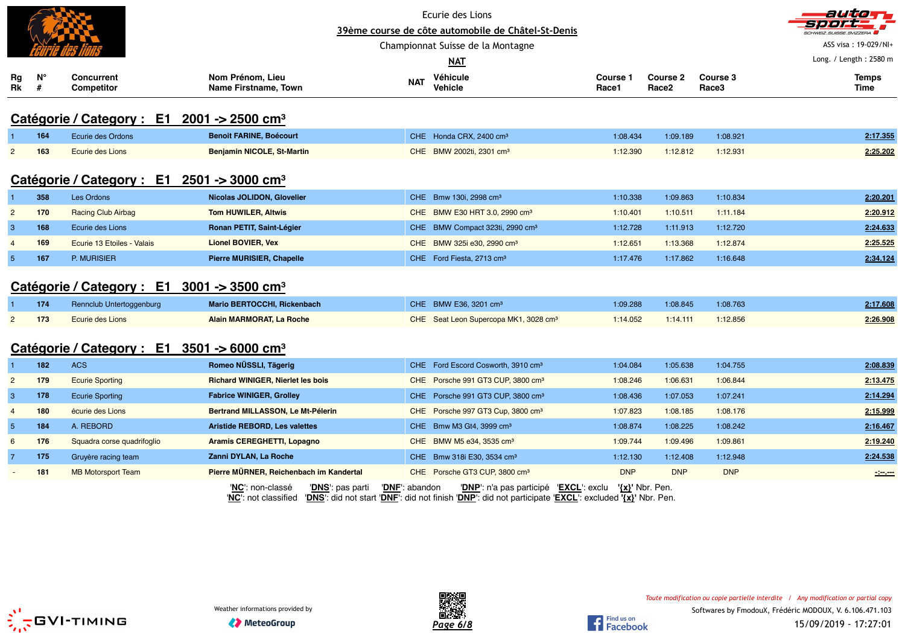Ecurie des Lions

39ème course de côte automobile de Châtel-St-Denis

Championnat Suisse de la Montagne

NAT

ASS visa : 19-029/NI+

Long. / Length : 2580 m

## Catégorie / Category : E1 2001 -> 2500 cm³

| Rg Rk | N° # | Concurrent Competitor | Nom Prénom, Lieu Name Firstname, Town | NAT | Véhicule Vehicle | Course 1 Race1 | Course 2 Race2 | Course 3 Race3 | Temps Time |
|---|---|---|---|---|---|---|---|---|---|
| 1 | 164 | Ecurie des Ordons | **Benoit FARINE, Boécourt** | CHE | Honda CRX, 2400 cm³ | 1:08.434 | 1:09.189 | 1:08.921 | **2:17.355** |
| 2 | 163 | Ecurie des Lions | **Benjamin NICOLE, St-Martin** | CHE | BMW 2002ti, 2301 cm³ | 1:12.390 | 1:12.812 | 1:12.931 | **2:25.202** |

## Catégorie / Category : E1 2501 -> 3000 cm³

| Rg Rk | N° # | Concurrent Competitor | Nom Prénom, Lieu Name Firstname, Town | NAT | Véhicule Vehicle | Course 1 Race1 | Course 2 Race2 | Course 3 Race3 | Temps Time |
|---|---|---|---|---|---|---|---|---|---|
| 1 | 358 | Les Ordons | **Nicolas JOLIDON, Glovelier** | CHE | Bmw 130i, 2998 cm³ | 1:10.338 | 1:09.863 | 1:10.834 | **2:20.201** |
| 2 | 170 | Racing Club Airbag | **Tom HUWILER, Altwis** | CHE | BMW E30 HRT 3.0, 2990 cm³ | 1:10.401 | 1:10.511 | 1:11.184 | **2:20.912** |
| 3 | 168 | Ecurie des Lions | **Ronan PETIT, Saint-Légier** | CHE | BMW Compact 323ti, 2990 cm³ | 1:12.728 | 1:11.913 | 1:12.720 | **2:24.633** |
| 4 | 169 | Ecurie 13 Etoiles - Valais | **Lionel BOVIER, Vex** | CHE | BMW 325i e30, 2990 cm³ | 1:12.651 | 1:13.368 | 1:12.874 | **2:25.525** |
| 5 | 167 | P. MURISIER | **Pierre MURISIER, Chapelle** | CHE | Ford Fiesta, 2713 cm³ | 1:17.476 | 1:17.862 | 1:16.648 | **2:34.124** |

## Catégorie / Category : E1 3001 -> 3500 cm³

| Rg Rk | N° # | Concurrent Competitor | Nom Prénom, Lieu Name Firstname, Town | NAT | Véhicule Vehicle | Course 1 Race1 | Course 2 Race2 | Course 3 Race3 | Temps Time |
|---|---|---|---|---|---|---|---|---|---|
| 1 | 174 | Rennclub Untertoggenburg | **Mario BERTOCCHI, Rickenbach** | CHE | BMW E36, 3201 cm³ | 1:09.288 | 1:08.845 | 1:08.763 | **2:17.608** |
| 2 | 173 | Ecurie des Lions | **Alain MARMORAT, La Roche** | CHE | Seat Leon Supercopa MK1, 3028 cm³ | 1:14.052 | 1:14.111 | 1:12.856 | **2:26.908** |

## Catégorie / Category : E1 3501 -> 6000 cm³

| Rg Rk | N° # | Concurrent Competitor | Nom Prénom, Lieu Name Firstname, Town | NAT | Véhicule Vehicle | Course 1 Race1 | Course 2 Race2 | Course 3 Race3 | Temps Time |
|---|---|---|---|---|---|---|---|---|---|
| 1 | 182 | ACS | **Romeo NÜSSLI, Tägerig** | CHE | Ford Escord Cosworth, 3910 cm³ | 1:04.084 | 1:05.638 | 1:04.755 | **2:08.839** |
| 2 | 179 | Ecurie Sporting | **Richard WINIGER, Nierlet les bois** | CHE | Porsche 991 GT3 CUP, 3800 cm³ | 1:08.246 | 1:06.631 | 1:06.844 | **2:13.475** |
| 3 | 178 | Ecurie Sporting | **Fabrice WINIGER, Grolley** | CHE | Porsche 991 GT3 CUP, 3800 cm³ | 1:08.436 | 1:07.053 | 1:07.241 | **2:14.294** |
| 4 | 180 | écurie des Lions | **Bertrand MILLASSON, Le Mt-Pélerin** | CHE | Porsche 997 GT3 Cup, 3800 cm³ | 1:07.823 | 1:08.185 | 1:08.176 | **2:15.999** |
| 5 | 184 | A. REBORD | **Aristide REBORD, Les valettes** | CHE | Bmw M3 Gt4, 3999 cm³ | 1:08.874 | 1:08.225 | 1:08.242 | **2:16.467** |
| 6 | 176 | Squadra corse quadrifoglio | **Aramis CEREGHETTI, Lopagno** | CHE | BMW M5 e34, 3535 cm³ | 1:09.744 | 1:09.496 | 1:09.861 | **2:19.240** |
| 7 | 175 | Gruyère racing team | **Zanni DYLAN, La Roche** | CHE | Bmw 318i E30, 3534 cm³ | 1:12.130 | 1:12.408 | 1:12.948 | **2:24.538** |
| - | 181 | MB Motorsport Team | **Pierre MÜRNER, Reichenbach im Kandertal** | CHE | Porsche GT3 CUP, 3800 cm³ | DNP | DNP | DNP | **-:--.---** |

'**NC**': non-classé '**DNS**': pas parti '**DNF**': abandon '**DNP**': n'a pas participé '**EXCL**': exclu '**{x}**' Nbr. Pen.
'**NC**': not classified '**DNS**': did not start '**DNF**': did not finish '**DNP**': did not participate '**EXCL**': excluded '**{x}**' Nbr. Pen.

Weather informations provided by MeteoGroup

*Toute modification ou copie partielle interdite / Any modification or partial copy*

Softwares by FmodouX, Frédéric MODOUX, V. 6.106.471.103

15/09/2019 - 17:27:01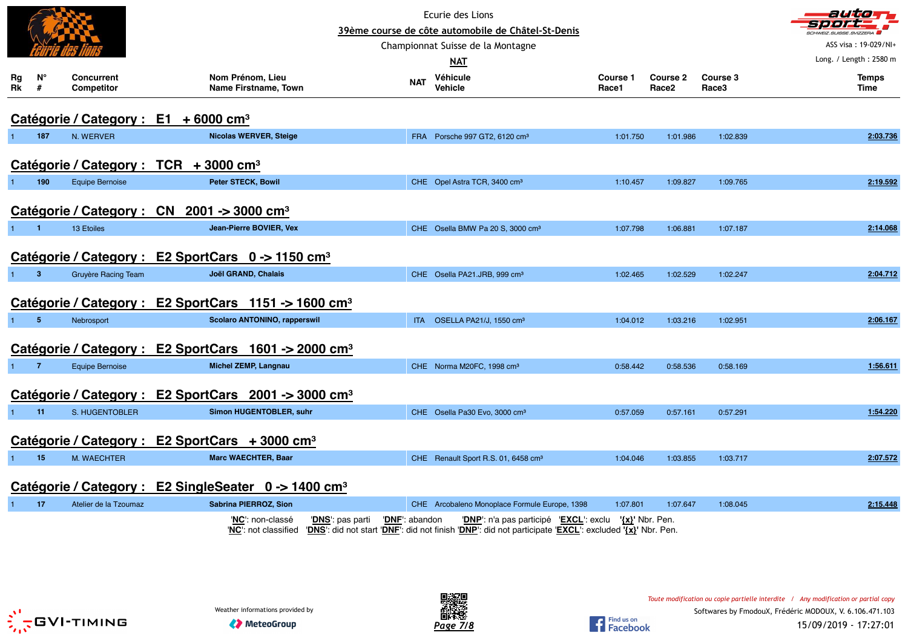Ecurie des Lions

**39ème course de côte automobile de Châtel-St-Denis**

Championnat Suisse de la Montagne

**NAT**

ASS visa : 19-029/NI+

Long. / Length : 2580 m

| Rg Rk | N° # | Concurrent Competitor | Nom Prénom, Lieu Name Firstname, Town | NAT | Véhicule Vehicle | Course 1 Race1 | Course 2 Race2 | Course 3 Race3 | Temps Time |
|---|---|---|---|---|---|---|---|---|---|
| **Catégorie / Category : E1 + 6000 cm³** | | | | | | | | | |
| 1 | 187 | N. WERVER | **Nicolas WERVER, Steige** | FRA | Porsche 997 GT2, 6120 cm³ | 1:01.750 | 1:01.986 | 1:02.839 | **2:03.736** |
| **Catégorie / Category : TCR + 3000 cm³** | | | | | | | | | |
| 1 | 190 | Equipe Bernoise | **Peter STECK, Bowil** | CHE | Opel Astra TCR, 3400 cm³ | 1:10.457 | 1:09.827 | 1:09.765 | **2:19.592** |
| **Catégorie / Category : CN 2001 -> 3000 cm³** | | | | | | | | | |
| 1 | 1 | 13 Etoiles | **Jean-Pierre BOVIER, Vex** | CHE | Osella BMW Pa 20 S, 3000 cm³ | 1:07.798 | 1:06.881 | 1:07.187 | **2:14.068** |
| **Catégorie / Category : E2 SportCars 0 -> 1150 cm³** | | | | | | | | | |
| 1 | 3 | Gruyère Racing Team | **Joël GRAND, Chalais** | CHE | Osella PA21.JRB, 999 cm³ | 1:02.465 | 1:02.529 | 1:02.247 | **2:04.712** |
| **Catégorie / Category : E2 SportCars 1151 -> 1600 cm³** | | | | | | | | | |
| 1 | 5 | Nebrosport | **Scolaro ANTONINO, rapperswil** | ITA | OSELLA PA21/J, 1550 cm³ | 1:04.012 | 1:03.216 | 1:02.951 | **2:06.167** |
| **Catégorie / Category : E2 SportCars 1601 -> 2000 cm³** | | | | | | | | | |
| 1 | 7 | Equipe Bernoise | **Michel ZEMP, Langnau** | CHE | Norma M20FC, 1998 cm³ | 0:58.442 | 0:58.536 | 0:58.169 | **1:56.611** |
| **Catégorie / Category : E2 SportCars 2001 -> 3000 cm³** | | | | | | | | | |
| 1 | 11 | S. HUGENTOBLER | **Simon HUGENTOBLER, suhr** | CHE | Osella Pa30 Evo, 3000 cm³ | 0:57.059 | 0:57.161 | 0:57.291 | **1:54.220** |
| **Catégorie / Category : E2 SportCars + 3000 cm³** | | | | | | | | | |
| 1 | 15 | M. WAECHTER | **Marc WAECHTER, Baar** | CHE | Renault Sport R.S. 01, 6458 cm³ | 1:04.046 | 1:03.855 | 1:03.717 | **2:07.572** |
| **Catégorie / Category : E2 SingleSeater 0 -> 1400 cm³** | | | | | | | | | |
| 1 | 17 | Atelier de la Tzoumaz | **Sabrina PIERROZ, Sion** | CHE | Arcobaleno Monoplace Formule Europe, 1398 | 1:07.801 | 1:07.647 | 1:08.045 | **2:15.448** |

'**NC**': non-classé '**DNS**': pas parti '**DNF**': abandon '**DNP**': n'a pas participé '**EXCL**': exclu '**{x}**' Nbr. Pen.
'**NC**': not classified '**DNS**': did not start '**DNF**': did not finish '**DNP**': did not participate '**EXCL**': excluded '**{x}**' Nbr. Pen.

Weather informations provided by MeteoGroup

*Toute modification ou copie partielle interdite / Any modification or partial copy*

Softwares by FmodouX, Frédéric MODOUX, V. 6.106.471.103

15/09/2019 - 17:27:01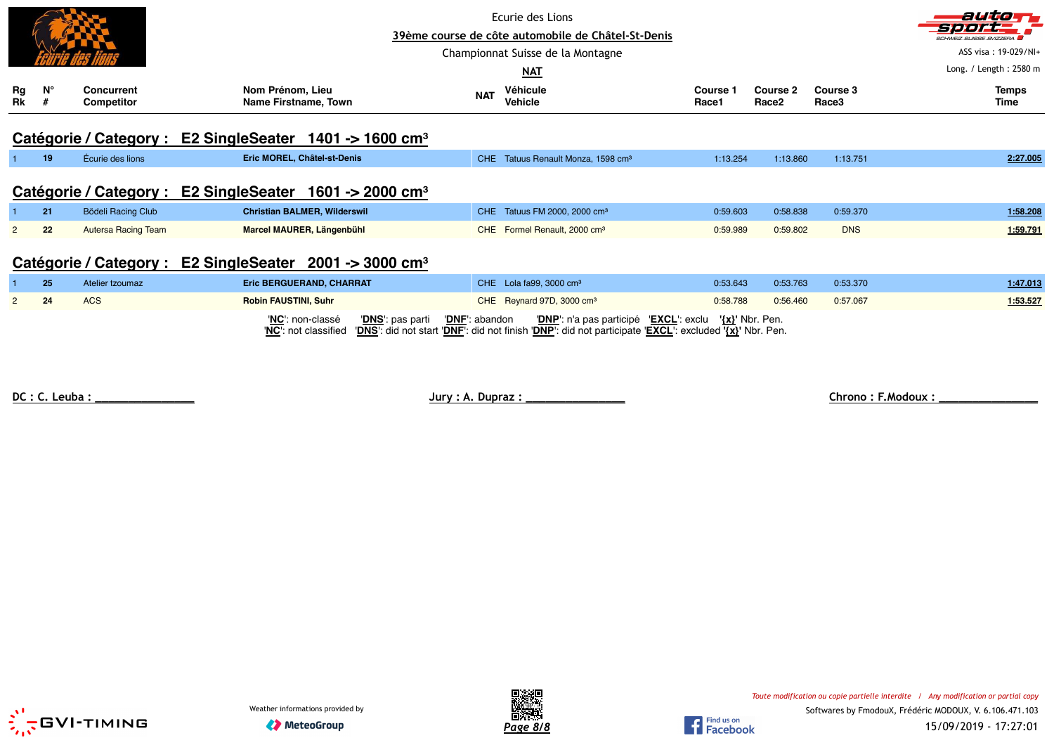Ecurie des Lions

39ème course de côte automobile de Châtel-St-Denis

Championnat Suisse de la Montagne

NAT

ASS visa : 19-029/NI+

Long. / Length : 2580 m

## Catégorie / Category : E2 SingleSeater 1401 -> 1600 cm³

| Rg Rk | N° # | Concurrent Competitor | Nom Prénom, Lieu Name Firstname, Town | NAT | Véhicule Vehicle | Course 1 Race1 | Course 2 Race2 | Course 3 Race3 | Temps Time |
|---|---|---|---|---|---|---|---|---|---|
| 1 | 19 | Écurie des lions | **Eric MOREL, Châtel-st-Denis** | CHE | Tatuus Renault Monza, 1598 cm³ | 1:13.254 | 1:13.860 | 1:13.751 | **2:27.005** |

## Catégorie / Category : E2 SingleSeater 1601 -> 2000 cm³

| Rg Rk | N° # | Concurrent Competitor | Nom Prénom, Lieu Name Firstname, Town | NAT | Véhicule Vehicle | Course 1 Race1 | Course 2 Race2 | Course 3 Race3 | Temps Time |
|---|---|---|---|---|---|---|---|---|---|
| 1 | 21 | Bödeli Racing Club | **Christian BALMER, Wilderswil** | CHE | Tatuus FM 2000, 2000 cm³ | 0:59.603 | 0:58.838 | 0:59.370 | **1:58.208** |
| 2 | 22 | Autersa Racing Team | **Marcel MAURER, Längenbühl** | CHE | Formel Renault, 2000 cm³ | 0:59.989 | 0:59.802 | DNS | **1:59.791** |

## Catégorie / Category : E2 SingleSeater 2001 -> 3000 cm³

| Rg Rk | N° # | Concurrent Competitor | Nom Prénom, Lieu Name Firstname, Town | NAT | Véhicule Vehicle | Course 1 Race1 | Course 2 Race2 | Course 3 Race3 | Temps Time |
|---|---|---|---|---|---|---|---|---|---|
| 1 | 25 | Atelier tzoumaz | **Eric BERGUERAND, CHARRAT** | CHE | Lola fa99, 3000 cm³ | 0:53.643 | 0:53.763 | 0:53.370 | **1:47.013** |
| 2 | 24 | ACS | **Robin FAUSTINI, Suhr** | CHE | Reynard 97D, 3000 cm³ | 0:58.788 | 0:56.460 | 0:57.067 | **1:53.527** |

'**NC**': non-classé '**DNS**': pas parti '**DNF**': abandon '**DNP**': n'a pas participé '**EXCL**': exclu '**{x}**' Nbr. Pen.
'**NC**': not classified '**DNS**': did not start '**DNF**': did not finish '**DNP**': did not participate '**EXCL**': excluded '**{x}**' Nbr. Pen.

DC : C. Leuba : _______________ Jury : A. Dupraz : _______________ Chrono : F.Modoux : _______________

Weather informations provided by MeteoGroup

*Toute modification ou copie partielle interdite / Any modification or partial copy*

Softwares by FmodouX, Frédéric MODOUX, V. 6.106.471.103

15/09/2019 - 17:27:01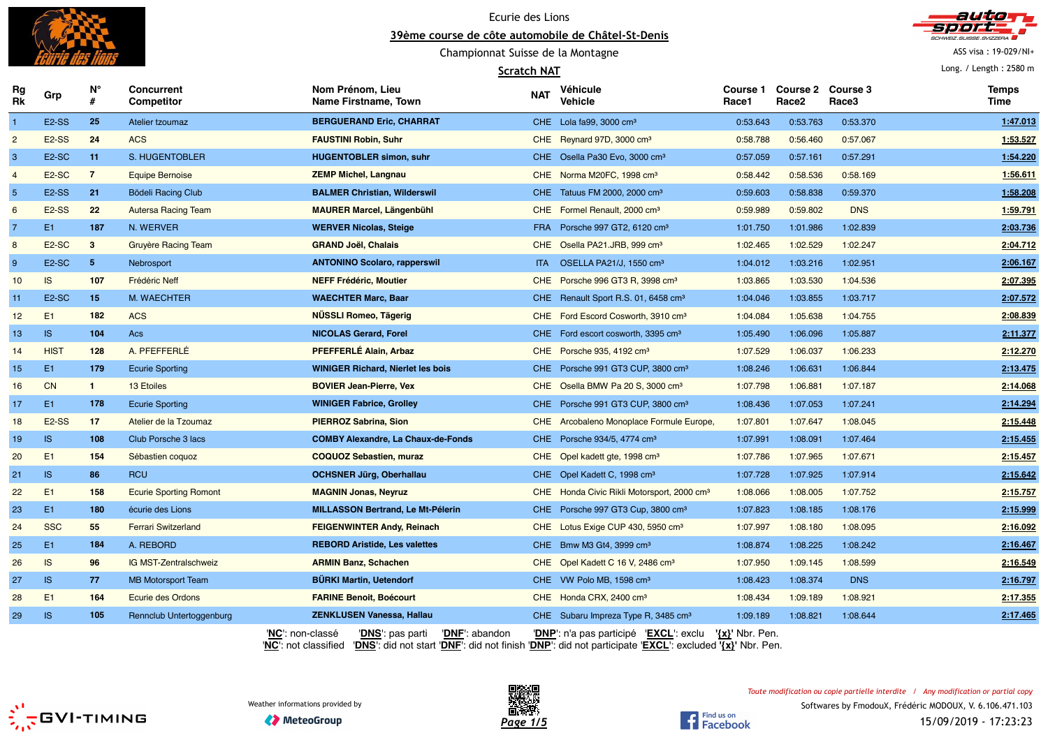Ecurie des Lions

# 39ème course de côte automobile de Châtel-St-Denis

Championnat Suisse de la Montagne

## Scratch NAT

ASS visa : 19-029/NI+

Long. / Length : 2580 m

| Rg Rk | Grp | N° # | Concurrent Competitor | Nom Prénom, Lieu Name Firstname, Town | NAT | Véhicule Vehicle | Course 1 Race1 | Course 2 Race2 | Course 3 Race3 | Temps Time |
|---|---|---|---|---|---|---|---|---|---|---|
| 1 | E2-SS | 25 | Atelier tzoumaz | BERGUERAND Eric, CHARRAT | CHE | Lola fa99, 3000 cm³ | 0:53.643 | 0:53.763 | 0:53.370 | 1:47.013 |
| 2 | E2-SS | 24 | ACS | FAUSTINI Robin, Suhr | CHE | Reynard 97D, 3000 cm³ | 0:58.788 | 0:56.460 | 0:57.067 | 1:53.527 |
| 3 | E2-SC | 11 | S. HUGENTOBLER | HUGENTOBLER simon, suhr | CHE | Osella Pa30 Evo, 3000 cm³ | 0:57.059 | 0:57.161 | 0:57.291 | 1:54.220 |
| 4 | E2-SC | 7 | Equipe Bernoise | ZEMP Michel, Langnau | CHE | Norma M20FC, 1998 cm³ | 0:58.442 | 0:58.536 | 0:58.169 | 1:56.611 |
| 5 | E2-SS | 21 | Bödeli Racing Club | BALMER Christian, Wilderswil | CHE | Tatuus FM 2000, 2000 cm³ | 0:59.603 | 0:58.838 | 0:59.370 | 1:58.208 |
| 6 | E2-SS | 22 | Autersa Racing Team | MAURER Marcel, Längenbühl | CHE | Formel Renault, 2000 cm³ | 0:59.989 | 0:59.802 | DNS | 1:59.791 |
| 7 | E1 | 187 | N. WERVER | WERVER Nicolas, Steige | FRA | Porsche 997 GT2, 6120 cm³ | 1:01.750 | 1:01.986 | 1:02.839 | 2:03.736 |
| 8 | E2-SC | 3 | Gruyère Racing Team | GRAND Joël, Chalais | CHE | Osella PA21.JRB, 999 cm³ | 1:02.465 | 1:02.529 | 1:02.247 | 2:04.712 |
| 9 | E2-SC | 5 | Nebrosport | ANTONINO Scolaro, rapperswil | ITA | OSELLA PA21/J, 1550 cm³ | 1:04.012 | 1:03.216 | 1:02.951 | 2:06.167 |
| 10 | IS | 107 | Frédéric Neff | NEFF Frédéric, Moutier | CHE | Porsche 996 GT3 R, 3998 cm³ | 1:03.865 | 1:03.530 | 1:04.536 | 2:07.395 |
| 11 | E2-SC | 15 | M. WAECHTER | WAECHTER Marc, Baar | CHE | Renault Sport R.S. 01, 6458 cm³ | 1:04.046 | 1:03.855 | 1:03.717 | 2:07.572 |
| 12 | E1 | 182 | ACS | NÜSSLI Romeo, Tägerig | CHE | Ford Escord Cosworth, 3910 cm³ | 1:04.084 | 1:05.638 | 1:04.755 | 2:08.839 |
| 13 | IS | 104 | Acs | NICOLAS Gerard, Forel | CHE | Ford escort cosworth, 3395 cm³ | 1:05.490 | 1:06.096 | 1:05.887 | 2:11.377 |
| 14 | HIST | 128 | A. PFEFFERLÉ | PFEFFERLÉ Alain, Arbaz | CHE | Porsche 935, 4192 cm³ | 1:07.529 | 1:06.037 | 1:06.233 | 2:12.270 |
| 15 | E1 | 179 | Ecurie Sporting | WINIGER Richard, Nierlet les bois | CHE | Porsche 991 GT3 CUP, 3800 cm³ | 1:08.246 | 1:06.631 | 1:06.844 | 2:13.475 |
| 16 | CN | 1 | 13 Etoiles | BOVIER Jean-Pierre, Vex | CHE | Osella BMW Pa 20 S, 3000 cm³ | 1:07.798 | 1:06.881 | 1:07.187 | 2:14.068 |
| 17 | E1 | 178 | Ecurie Sporting | WINIGER Fabrice, Grolley | CHE | Porsche 991 GT3 CUP, 3800 cm³ | 1:08.436 | 1:07.053 | 1:07.241 | 2:14.294 |
| 18 | E2-SS | 17 | Atelier de la Tzoumaz | PIERROZ Sabrina, Sion | CHE | Arcobaleno Monoplace Formule Europe, | 1:07.801 | 1:07.647 | 1:08.045 | 2:15.448 |
| 19 | IS | 108 | Club Porsche 3 lacs | COMBY Alexandre, La Chaux-de-Fonds | CHE | Porsche 934/5, 4774 cm³ | 1:07.991 | 1:08.091 | 1:07.464 | 2:15.455 |
| 20 | E1 | 154 | Sébastien coquoz | COQUOZ Sebastien, muraz | CHE | Opel kadett gte, 1998 cm³ | 1:07.786 | 1:07.965 | 1:07.671 | 2:15.457 |
| 21 | IS | 86 | RCU | OCHSNER Jürg, Oberhallau | CHE | Opel Kadett C, 1998 cm³ | 1:07.728 | 1:07.925 | 1:07.914 | 2:15.642 |
| 22 | E1 | 158 | Ecurie Sporting Romont | MAGNIN Jonas, Neyruz | CHE | Honda Civic Rikli Motorsport, 2000 cm³ | 1:08.066 | 1:08.005 | 1:07.752 | 2:15.757 |
| 23 | E1 | 180 | écurie des Lions | MILLASSON Bertrand, Le Mt-Pélerin | CHE | Porsche 997 GT3 Cup, 3800 cm³ | 1:07.823 | 1:08.185 | 1:08.176 | 2:15.999 |
| 24 | SSC | 55 | Ferrari Switzerland | FEIGENWINTER Andy, Reinach | CHE | Lotus Exige CUP 430, 5950 cm³ | 1:07.997 | 1:08.180 | 1:08.095 | 2:16.092 |
| 25 | E1 | 184 | A. REBORD | REBORD Aristide, Les valettes | CHE | Bmw M3 Gt4, 3999 cm³ | 1:08.874 | 1:08.225 | 1:08.242 | 2:16.467 |
| 26 | IS | 96 | IG MST-Zentralschweiz | ARMIN Banz, Schachen | CHE | Opel Kadett C 16 V, 2486 cm³ | 1:07.950 | 1:09.145 | 1:08.599 | 2:16.549 |
| 27 | IS | 77 | MB Motorsport Team | BÜRKI Martin, Uetendorf | CHE | VW Polo MB, 1598 cm³ | 1:08.423 | 1:08.374 | DNS | 2:16.797 |
| 28 | E1 | 164 | Ecurie des Ordons | FARINE Benoit, Boécourt | CHE | Honda CRX, 2400 cm³ | 1:08.434 | 1:09.189 | 1:08.921 | 2:17.355 |
| 29 | IS | 105 | Rennclub Untertoggenburg | ZENKLUSEN Vanessa, Hallau | CHE | Subaru Impreza Type R, 3485 cm³ | 1:09.189 | 1:08.821 | 1:08.644 | 2:17.465 |

'NC': non-classé 'DNS': pas parti 'DNF': abandon 'DNP': n'a pas participé 'EXCL': exclu '{x}' Nbr. Pen.
'NC': not classified 'DNS': did not start 'DNF': did not finish 'DNP': did not participate 'EXCL': excluded '{x}' Nbr. Pen.

Weather informations provided by MeteoGroup

*Toute modification ou copie partielle interdite / Any modification or partial copy*

Softwares by FmodouX, Frédéric MODOUX, V. 6.106.471.103

15/09/2019 - 17:23:23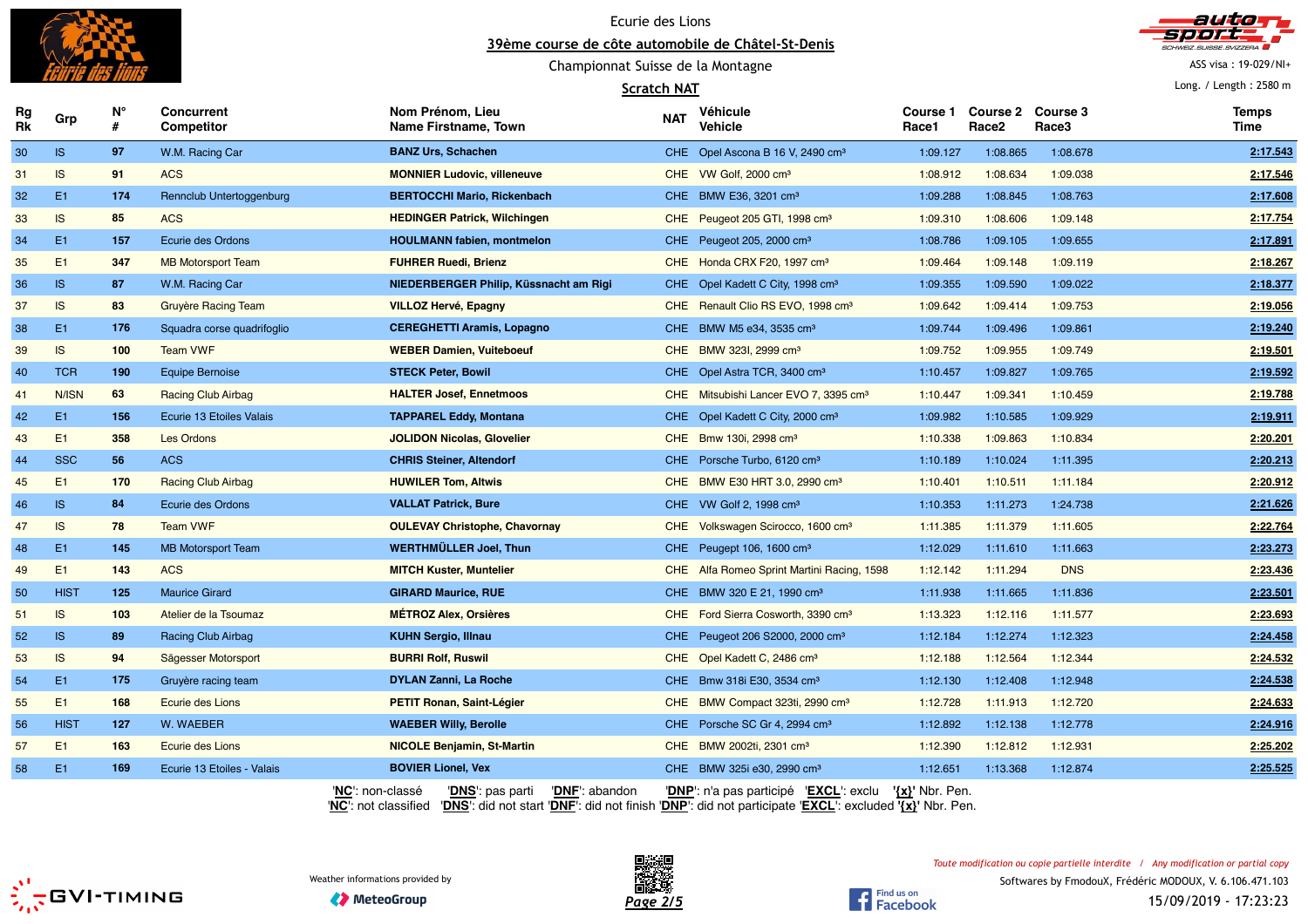Ecurie des Lions

# 39ème course de côte automobile de Châtel-St-Denis

Championnat Suisse de la Montagne

ASS visa : 19-029/NI+

Long. / Length : 2580 m

## Scratch NAT

| Rg Rk | Grp | N° # | Concurrent Competitor | Nom Prénom, Lieu Name Firstname, Town | NAT | Véhicule Vehicle | Course 1 Race1 | Course 2 Race2 | Course 3 Race3 | Temps Time |
|---|---|---|---|---|---|---|---|---|---|---|
| 30 | IS | 97 | W.M. Racing Car | **BANZ Urs, Schachen** | CHE | Opel Ascona B 16 V, 2490 cm³ | 1:09.127 | 1:08.865 | 1:08.678 | **2:17.543** |
| 31 | IS | 91 | ACS | **MONNIER Ludovic, villeneuve** | CHE | VW Golf, 2000 cm³ | 1:08.912 | 1:08.634 | 1:09.038 | **2:17.546** |
| 32 | E1 | 174 | Rennclub Untertoggenburg | **BERTOCCHI Mario, Rickenbach** | CHE | BMW E36, 3201 cm³ | 1:09.288 | 1:08.845 | 1:08.763 | **2:17.608** |
| 33 | IS | 85 | ACS | **HEDINGER Patrick, Wilchingen** | CHE | Peugeot 205 GTI, 1998 cm³ | 1:09.310 | 1:08.606 | 1:09.148 | **2:17.754** |
| 34 | E1 | 157 | Ecurie des Ordons | **HOULMANN fabien, montmelon** | CHE | Peugeot 205, 2000 cm³ | 1:08.786 | 1:09.105 | 1:09.655 | **2:17.891** |
| 35 | E1 | 347 | MB Motorsport Team | **FUHRER Ruedi, Brienz** | CHE | Honda CRX F20, 1997 cm³ | 1:09.464 | 1:09.148 | 1:09.119 | **2:18.267** |
| 36 | IS | 87 | W.M. Racing Car | **NIEDERBERGER Philip, Küssnacht am Rigi** | CHE | Opel Kadett C City, 1998 cm³ | 1:09.355 | 1:09.590 | 1:09.022 | **2:18.377** |
| 37 | IS | 83 | Gruyère Racing Team | **VILLOZ Hervé, Epagny** | CHE | Renault Clio RS EVO, 1998 cm³ | 1:09.642 | 1:09.414 | 1:09.753 | **2:19.056** |
| 38 | E1 | 176 | Squadra corse quadrifoglio | **CEREGHETTI Aramis, Lopagno** | CHE | BMW M5 e34, 3535 cm³ | 1:09.744 | 1:09.496 | 1:09.861 | **2:19.240** |
| 39 | IS | 100 | Team VWF | **WEBER Damien, Vuiteboeuf** | CHE | BMW 323I, 2999 cm³ | 1:09.752 | 1:09.955 | 1:09.749 | **2:19.501** |
| 40 | TCR | 190 | Equipe Bernoise | **STECK Peter, Bowil** | CHE | Opel Astra TCR, 3400 cm³ | 1:10.457 | 1:09.827 | 1:09.765 | **2:19.592** |
| 41 | N/ISN | 63 | Racing Club Airbag | **HALTER Josef, Ennetmoos** | CHE | Mitsubishi Lancer EVO 7, 3395 cm³ | 1:10.447 | 1:09.341 | 1:10.459 | **2:19.788** |
| 42 | E1 | 156 | Ecurie 13 Etoiles Valais | **TAPPAREL Eddy, Montana** | CHE | Opel Kadett C City, 2000 cm³ | 1:09.982 | 1:10.585 | 1:09.929 | **2:19.911** |
| 43 | E1 | 358 | Les Ordons | **JOLIDON Nicolas, Glovelier** | CHE | Bmw 130i, 2998 cm³ | 1:10.338 | 1:09.863 | 1:10.834 | **2:20.201** |
| 44 | SSC | 56 | ACS | **CHRIS Steiner, Altendorf** | CHE | Porsche Turbo, 6120 cm³ | 1:10.189 | 1:10.024 | 1:11.395 | **2:20.213** |
| 45 | E1 | 170 | Racing Club Airbag | **HUWILER Tom, Altwis** | CHE | BMW E30 HRT 3.0, 2990 cm³ | 1:10.401 | 1:10.511 | 1:11.184 | **2:20.912** |
| 46 | IS | 84 | Ecurie des Ordons | **VALLAT Patrick, Bure** | CHE | VW Golf 2, 1998 cm³ | 1:10.353 | 1:11.273 | 1:24.738 | **2:21.626** |
| 47 | IS | 78 | Team VWF | **OULEVAY Christophe, Chavornay** | CHE | Volkswagen Scirocco, 1600 cm³ | 1:11.385 | 1:11.379 | 1:11.605 | **2:22.764** |
| 48 | E1 | 145 | MB Motorsport Team | **WERTHMÜLLER Joel, Thun** | CHE | Peugept 106, 1600 cm³ | 1:12.029 | 1:11.610 | 1:11.663 | **2:23.273** |
| 49 | E1 | 143 | ACS | **MITCH Kuster, Muntelier** | CHE | Alfa Romeo Sprint Martini Racing, 1598 | 1:12.142 | 1:11.294 | DNS | **2:23.436** |
| 50 | HIST | 125 | Maurice Girard | **GIRARD Maurice, RUE** | CHE | BMW 320 E 21, 1990 cm³ | 1:11.938 | 1:11.665 | 1:11.836 | **2:23.501** |
| 51 | IS | 103 | Atelier de la Tsoumaz | **MÉTROZ Alex, Orsières** | CHE | Ford Sierra Cosworth, 3390 cm³ | 1:13.323 | 1:12.116 | 1:11.577 | **2:23.693** |
| 52 | IS | 89 | Racing Club Airbag | **KUHN Sergio, Illnau** | CHE | Peugeot 206 S2000, 2000 cm³ | 1:12.184 | 1:12.274 | 1:12.323 | **2:24.458** |
| 53 | IS | 94 | Sägesser Motorsport | **BURRI Rolf, Ruswil** | CHE | Opel Kadett C, 2486 cm³ | 1:12.188 | 1:12.564 | 1:12.344 | **2:24.532** |
| 54 | E1 | 175 | Gruyère racing team | **DYLAN Zanni, La Roche** | CHE | Bmw 318i E30, 3534 cm³ | 1:12.130 | 1:12.408 | 1:12.948 | **2:24.538** |
| 55 | E1 | 168 | Ecurie des Lions | **PETIT Ronan, Saint-Légier** | CHE | BMW Compact 323ti, 2990 cm³ | 1:12.728 | 1:11.913 | 1:12.720 | **2:24.633** |
| 56 | HIST | 127 | W. WAEBER | **WAEBER Willy, Berolle** | CHE | Porsche SC Gr 4, 2994 cm³ | 1:12.892 | 1:12.138 | 1:12.778 | **2:24.916** |
| 57 | E1 | 163 | Ecurie des Lions | **NICOLE Benjamin, St-Martin** | CHE | BMW 2002ti, 2301 cm³ | 1:12.390 | 1:12.812 | 1:12.931 | **2:25.202** |
| 58 | E1 | 169 | Ecurie 13 Etoiles - Valais | **BOVIER Lionel, Vex** | CHE | BMW 325i e30, 2990 cm³ | 1:12.651 | 1:13.368 | 1:12.874 | **2:25.525** |

'**NC**': non-classé '**DNS**': pas parti '**DNF**': abandon '**DNP**': n'a pas participé '**EXCL**': exclu '**{x}**' Nbr. Pen.
'**NC**': not classified '**DNS**': did not start '**DNF**': did not finish '**DNP**': did not participate '**EXCL**': excluded '**{x}**' Nbr. Pen.

Weather informations provided by MeteoGroup

*Toute modification ou copie partielle interdite / Any modification or partial copy*

Softwares by FmodouX, Frédéric MODOUX, V. 6.106.471.103

15/09/2019 - 17:23:23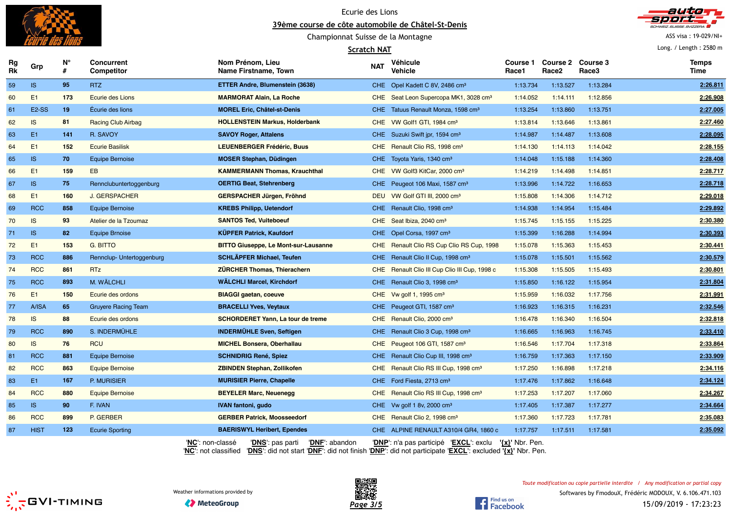Ecurie des Lions

# 39ème course de côte automobile de Châtel-St-Denis

Championnat Suisse de la Montagne

## Scratch NAT

ASS visa : 19-029/NI+

Long. / Length : 2580 m

| Rg Rk | Grp | N° # | Concurrent Competitor | Nom Prénom, Lieu Name Firstname, Town | NAT | Véhicule Vehicle | Course 1 Race1 | Course 2 Race2 | Course 3 Race3 | Temps Time |
|---|---|---|---|---|---|---|---|---|---|---|
| 59 | IS | 95 | RTZ | **ETTER Andre, Blumenstein (3638)** | CHE | Opel Kadett C 8V, 2486 cm³ | 1:13.734 | 1:13.527 | 1:13.284 | **2:26.811** |
| 60 | E1 | 173 | Ecurie des Lions | **MARMORAT Alain, La Roche** | CHE | Seat Leon Supercopa MK1, 3028 cm³ | 1:14.052 | 1:14.111 | 1:12.856 | **2:26.908** |
| 61 | E2-SS | 19 | Écurie des lions | **MOREL Eric, Châtel-st-Denis** | CHE | Tatuus Renault Monza, 1598 cm³ | 1:13.254 | 1:13.860 | 1:13.751 | **2:27.005** |
| 62 | IS | 81 | Racing Club Airbag | **HOLLENSTEIN Markus, Holderbank** | CHE | VW Golf1 GTI, 1984 cm³ | 1:13.814 | 1:13.646 | 1:13.861 | **2:27.460** |
| 63 | E1 | 141 | R. SAVOY | **SAVOY Roger, Attalens** | CHE | Suzuki Swift jpr, 1594 cm³ | 1:14.987 | 1:14.487 | 1:13.608 | **2:28.095** |
| 64 | E1 | 152 | Ecurie Basilisk | **LEUENBERGER Frédéric, Buus** | CHE | Renault Clio RS, 1998 cm³ | 1:14.130 | 1:14.113 | 1:14.042 | **2:28.155** |
| 65 | IS | 70 | Equipe Bernoise | **MOSER Stephan, Düdingen** | CHE | Toyota Yaris, 1340 cm³ | 1:14.048 | 1:15.188 | 1:14.360 | **2:28.408** |
| 66 | E1 | 159 | EB | **KAMMERMANN Thomas, Krauchthal** | CHE | VW Golf3 KitCar, 2000 cm³ | 1:14.219 | 1:14.498 | 1:14.851 | **2:28.717** |
| 67 | IS | 75 | Rennclubuntertoggenburg | **OERTIG Beat, Stehrenberg** | CHE | Peugeot 106 Maxi, 1587 cm³ | 1:13.996 | 1:14.722 | 1:16.653 | **2:28.718** |
| 68 | E1 | 160 | J. GERSPACHER | **GERSPACHER Jürgen, Fröhnd** | DEU | VW Golf GTI III, 2000 cm³ | 1:15.808 | 1:14.306 | 1:14.712 | **2:29.018** |
| 69 | RCC | 858 | Equipe Bernoise | **KREBS Philipp, Uetendorf** | CHE | Renault Clio, 1998 cm³ | 1:14.938 | 1:14.954 | 1:15.484 | **2:29.892** |
| 70 | IS | 93 | Atelier de la Tzoumaz | **SANTOS Ted, Vuiteboeuf** | CHE | Seat Ibiza, 2040 cm³ | 1:15.745 | 1:15.155 | 1:15.225 | **2:30.380** |
| 71 | IS | 82 | Equipe Brnoise | **KÜPFER Patrick, Kaufdorf** | CHE | Opel Corsa, 1997 cm³ | 1:15.399 | 1:16.288 | 1:14.994 | **2:30.393** |
| 72 | E1 | 153 | G. BITTO | **BITTO Giuseppe, Le Mont-sur-Lausanne** | CHE | Renault Clio RS Cup Clio RS Cup, 1998 | 1:15.078 | 1:15.363 | 1:15.453 | **2:30.441** |
| 73 | RCC | 886 | Rennclup- Untertoggenburg | **SCHLÄPFER Michael, Teufen** | CHE | Renault Clio II Cup, 1998 cm³ | 1:15.078 | 1:15.501 | 1:15.562 | **2:30.579** |
| 74 | RCC | 861 | RTz | **ZÜRCHER Thomas, Thierachern** | CHE | Renault Clio III Cup Clio III Cup, 1998 c | 1:15.308 | 1:15.505 | 1:15.493 | **2:30.801** |
| 75 | RCC | 893 | M. WÄLCHLI | **WÄLCHLI Marcel, Kirchdorf** | CHE | Renault Clio 3, 1998 cm³ | 1:15.850 | 1:16.122 | 1:15.954 | **2:31.804** |
| 76 | E1 | 150 | Ecurie des ordons | **BIAGGI gaetan, coeuve** | CHE | Vw golf 1, 1995 cm³ | 1:15.959 | 1:16.032 | 1:17.756 | **2:31.991** |
| 77 | A/ISA | 65 | Gruyere Racing Team | **BRACELLI Yves, Veytaux** | CHE | Peugeot GTI, 1587 cm³ | 1:16.923 | 1:16.315 | 1:16.231 | **2:32.546** |
| 78 | IS | 88 | Ecurie des ordons | **SCHORDERET Yann, La tour de treme** | CHE | Renault Clio, 2000 cm³ | 1:16.478 | 1:16.340 | 1:16.504 | **2:32.818** |
| 79 | RCC | 890 | S. INDERMÜHLE | **INDERMÜHLE Sven, Seftigen** | CHE | Renault Clio 3 Cup, 1998 cm³ | 1:16.665 | 1:16.963 | 1:16.745 | **2:33.410** |
| 80 | IS | 76 | RCU | **MICHEL Bonsera, Oberhallau** | CHE | Peugeot 106 GTI, 1587 cm³ | 1:16.546 | 1:17.704 | 1:17.318 | **2:33.864** |
| 81 | RCC | 881 | Equipe Bernoise | **SCHNIDRIG René, Spiez** | CHE | Renault Clio Cup III, 1998 cm³ | 1:16.759 | 1:17.363 | 1:17.150 | **2:33.909** |
| 82 | RCC | 863 | Equipe Bernoise | **ZBINDEN Stephan, Zollikofen** | CHE | Renault Clio RS III Cup, 1998 cm³ | 1:17.250 | 1:16.898 | 1:17.218 | **2:34.116** |
| 83 | E1 | 167 | P. MURISIER | **MURISIER Pierre, Chapelle** | CHE | Ford Fiesta, 2713 cm³ | 1:17.476 | 1:17.862 | 1:16.648 | **2:34.124** |
| 84 | RCC | 880 | Equipe Bernoise | **BEYELER Marc, Neuenegg** | CHE | Renault Clio RS III Cup, 1998 cm³ | 1:17.253 | 1:17.207 | 1:17.060 | **2:34.267** |
| 85 | IS | 90 | F. IVAN | **IVAN fantoni, gudo** | CHE | Vw golf 1 8v, 2000 cm³ | 1:17.405 | 1:17.387 | 1:17.277 | **2:34.664** |
| 86 | RCC | 899 | P. GERBER | **GERBER Patrick, Moosseedorf** | CHE | Renault Clio 2, 1998 cm³ | 1:17.360 | 1:17.723 | 1:17.781 | **2:35.083** |
| 87 | HIST | 123 | Ecurie Sporting | **BAERISWYL Heribert, Ependes** | CHE | ALPINE RENAULT A310/4 GR4, 1860 c | 1:17.757 | 1:17.511 | 1:17.581 | **2:35.092** |

'**NC**': non-classé  '**DNS**': pas parti  '**DNF**': abandon  '**DNP**': n'a pas participé  '**EXCL**': exclu  '**{x}**' Nbr. Pen.
'**NC**': not classified  '**DNS**': did not start  '**DNF**': did not finish  '**DNP**': did not participate  '**EXCL**': excluded  '**{x}**' Nbr. Pen.

Weather informations provided by MeteoGroup

*Toute modification ou copie partielle interdite / Any modification or partial copy*

Softwares by FmodouX, Frédéric MODOUX, V. 6.106.471.103

15/09/2019 - 17:23:23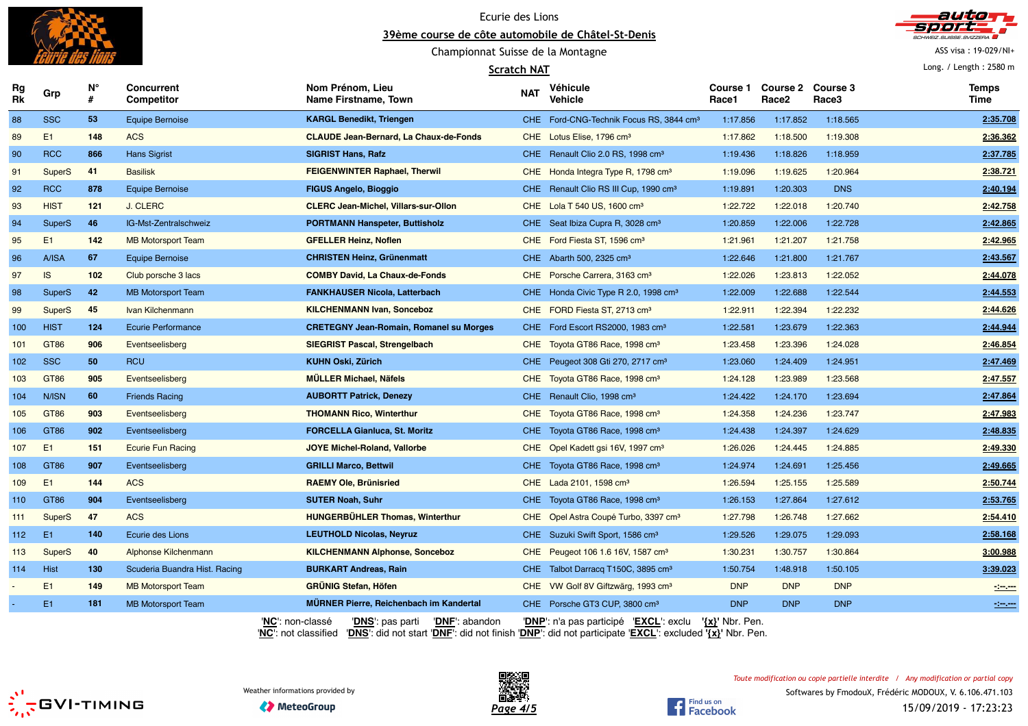Ecurie des Lions

**39ème course de côte automobile de Châtel-St-Denis**

Championnat Suisse de la Montagne

**Scratch NAT**

ASS visa : 19-029/NI+

Long. / Length : 2580 m

| Rg Rk | Grp | N° # | Concurrent Competitor | Nom Prénom, Lieu Name Firstname, Town | NAT | Véhicule Vehicle | Course 1 Race1 | Course 2 Race2 | Course 3 Race3 | Temps Time |
|---|---|---|---|---|---|---|---|---|---|---|
| 88 | SSC | 53 | Equipe Bernoise | **KARGL Benedikt, Triengen** | CHE | Ford-CNG-Technik Focus RS, 3844 cm³ | 1:17.856 | 1:17.852 | 1:18.565 | 2:35.708 |
| 89 | E1 | 148 | ACS | **CLAUDE Jean-Bernard, La Chaux-de-Fonds** | CHE | Lotus Elise, 1796 cm³ | 1:17.862 | 1:18.500 | 1:19.308 | 2:36.362 |
| 90 | RCC | 866 | Hans Sigrist | **SIGRIST Hans, Rafz** | CHE | Renault Clio 2.0 RS, 1998 cm³ | 1:19.436 | 1:18.826 | 1:18.959 | 2:37.785 |
| 91 | SuperS | 41 | Basilisk | **FEIGENWINTER Raphael, Therwil** | CHE | Honda Integra Type R, 1798 cm³ | 1:19.096 | 1:19.625 | 1:20.964 | 2:38.721 |
| 92 | RCC | 878 | Equipe Bernoise | **FIGUS Angelo, Bioggio** | CHE | Renault Clio RS III Cup, 1990 cm³ | 1:19.891 | 1:20.303 | DNS | 2:40.194 |
| 93 | HIST | 121 | J. CLERC | **CLERC Jean-Michel, Villars-sur-Ollon** | CHE | Lola T 540 US, 1600 cm³ | 1:22.722 | 1:22.018 | 1:20.740 | 2:42.758 |
| 94 | SuperS | 46 | IG-Mst-Zentralschweiz | **PORTMANN Hanspeter, Buttisholz** | CHE | Seat Ibiza Cupra R, 3028 cm³ | 1:20.859 | 1:22.006 | 1:22.728 | 2:42.865 |
| 95 | E1 | 142 | MB Motorsport Team | **GFELLER Heinz, Noflen** | CHE | Ford Fiesta ST, 1596 cm³ | 1:21.961 | 1:21.207 | 1:21.758 | 2:42.965 |
| 96 | A/ISA | 67 | Equipe Bernoise | **CHRISTEN Heinz, Grünenmatt** | CHE | Abarth 500, 2325 cm³ | 1:22.646 | 1:21.800 | 1:21.767 | 2:43.567 |
| 97 | IS | 102 | Club porsche 3 lacs | **COMBY David, La Chaux-de-Fonds** | CHE | Porsche Carrera, 3163 cm³ | 1:22.026 | 1:23.813 | 1:22.052 | 2:44.078 |
| 98 | SuperS | 42 | MB Motorsport Team | **FANKHAUSER Nicola, Latterbach** | CHE | Honda Civic Type R 2.0, 1998 cm³ | 1:22.009 | 1:22.688 | 1:22.544 | 2:44.553 |
| 99 | SuperS | 45 | Ivan Kilchenmann | **KILCHENMANN Ivan, Sonceboz** | CHE | FORD Fiesta ST, 2713 cm³ | 1:22.911 | 1:22.394 | 1:22.232 | 2:44.626 |
| 100 | HIST | 124 | Ecurie Performance | **CRETEGNY Jean-Romain, Romanel su Morges** | CHE | Ford Escort RS2000, 1983 cm³ | 1:22.581 | 1:23.679 | 1:22.363 | 2:44.944 |
| 101 | GT86 | 906 | Eventseelisberg | **SIEGRIST Pascal, Strengelbach** | CHE | Toyota GT86 Race, 1998 cm³ | 1:23.458 | 1:23.396 | 1:24.028 | 2:46.854 |
| 102 | SSC | 50 | RCU | **KUHN Oski, Zürich** | CHE | Peugeot 308 Gti 270, 2717 cm³ | 1:23.060 | 1:24.409 | 1:24.951 | 2:47.469 |
| 103 | GT86 | 905 | Eventseelisberg | **MÜLLER Michael, Näfels** | CHE | Toyota GT86 Race, 1998 cm³ | 1:24.128 | 1:23.989 | 1:23.568 | 2:47.557 |
| 104 | N/ISN | 60 | Friends Racing | **AUBORTT Patrick, Denezy** | CHE | Renault Clio, 1998 cm³ | 1:24.422 | 1:24.170 | 1:23.694 | 2:47.864 |
| 105 | GT86 | 903 | Eventseelisberg | **THOMANN Rico, Winterthur** | CHE | Toyota GT86 Race, 1998 cm³ | 1:24.358 | 1:24.236 | 1:23.747 | 2:47.983 |
| 106 | GT86 | 902 | Eventseelisberg | **FORCELLA Gianluca, St. Moritz** | CHE | Toyota GT86 Race, 1998 cm³ | 1:24.438 | 1:24.397 | 1:24.629 | 2:48.835 |
| 107 | E1 | 151 | Ecurie Fun Racing | **JOYE Michel-Roland, Vallorbe** | CHE | Opel Kadett gsi 16V, 1997 cm³ | 1:26.026 | 1:24.445 | 1:24.885 | 2:49.330 |
| 108 | GT86 | 907 | Eventseelisberg | **GRILLI Marco, Bettwil** | CHE | Toyota GT86 Race, 1998 cm³ | 1:24.974 | 1:24.691 | 1:25.456 | 2:49.665 |
| 109 | E1 | 144 | ACS | **RAEMY Ole, Brünisried** | CHE | Lada 2101, 1598 cm³ | 1:26.594 | 1:25.155 | 1:25.589 | 2:50.744 |
| 110 | GT86 | 904 | Eventseelisberg | **SUTER Noah, Suhr** | CHE | Toyota GT86 Race, 1998 cm³ | 1:26.153 | 1:27.864 | 1:27.612 | 2:53.765 |
| 111 | SuperS | 47 | ACS | **HUNGERBÜHLER Thomas, Winterthur** | CHE | Opel Astra Coupé Turbo, 3397 cm³ | 1:27.798 | 1:26.748 | 1:27.662 | 2:54.410 |
| 112 | E1 | 140 | Ecurie des Lions | **LEUTHOLD Nicolas, Neyruz** | CHE | Suzuki Swift Sport, 1586 cm³ | 1:29.526 | 1:29.075 | 1:29.093 | 2:58.168 |
| 113 | SuperS | 40 | Alphonse Kilchenmann | **KILCHENMANN Alphonse, Sonceboz** | CHE | Peugeot 106 1.6 16V, 1587 cm³ | 1:30.231 | 1:30.757 | 1:30.864 | 3:00.988 |
| 114 | Hist | 130 | Scuderia Buandra Hist. Racing | **BURKART Andreas, Rain** | CHE | Talbot Darracq T150C, 3895 cm³ | 1:50.754 | 1:48.918 | 1:50.105 | 3:39.023 |
| - | E1 | 149 | MB Motorsport Team | **GRÜNIG Stefan, Höfen** | CHE | VW Golf 8V Giftzwärg, 1993 cm³ | DNP | DNP | DNP | -:--.--- |
| - | E1 | 181 | MB Motorsport Team | **MÜRNER Pierre, Reichenbach im Kandertal** | CHE | Porsche GT3 CUP, 3800 cm³ | DNP | DNP | DNP | -:--.--- |

'**NC**': non-classé '**DNS**': pas parti '**DNF**': abandon '**DNP**': n'a pas participé '**EXCL**': exclu '**{x}**' Nbr. Pen.

'**NC**': not classified '**DNS**': did not start '**DNF**': did not finish '**DNP**': did not participate '**EXCL**': excluded '**{x}**' Nbr. Pen.

Weather informations provided by MeteoGroup

*Toute modification ou copie partielle interdite / Any modification or partial copy*

Softwares by FmodouX, Frédéric MODOUX, V. 6.106.471.103

15/09/2019 - 17:23:23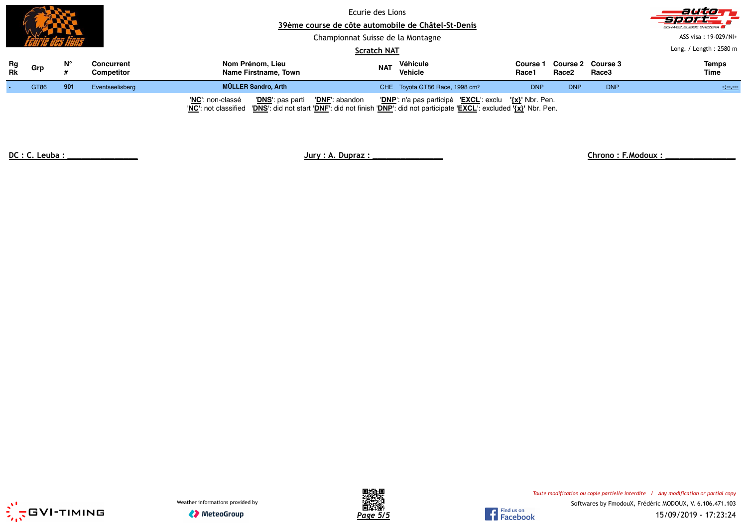Ecurie des Lions

## 39ème course de côte automobile de Châtel-St-Denis

Championnat Suisse de la Montagne

### Scratch NAT

ASS visa : 19-029/NI+

Long. / Length : 2580 m

| Rg Rk | Grp | N° # | Concurrent Competitor | Nom Prénom, Lieu Name Firstname, Town | NAT | Véhicule Vehicle | Course 1 Race1 | Course 2 Race2 | Course 3 Race3 | Temps Time |
|---|---|---|---|---|---|---|---|---|---|---|
| - | GT86 | **901** | Eventseelisberg | **MÜLLER Sandro, Arth** | CHE | Toyota GT86 Race, 1998 cm³ | DNP | DNP | DNP | -:--.--- |

'**NC**': non-classé '**DNS**': pas parti '**DNF**': abandon '**DNP**': n'a pas participé '**EXCL**': exclu **'{x}'** Nbr. Pen.
'**NC**': not classified '**DNS**': did not start '**DNF**': did not finish '**DNP**': did not participate '**EXCL**': excluded **'{x}'** Nbr. Pen.

DC : C. Leuba : _______________ Jury : A. Dupraz : _______________ Chrono : F.Modoux : _______________

Weather informations provided by MeteoGroup

*Toute modification ou copie partielle interdite / Any modification or partial copy*

Softwares by FmodouX, Frédéric MODOUX, V. 6.106.471.103

15/09/2019 - 17:23:24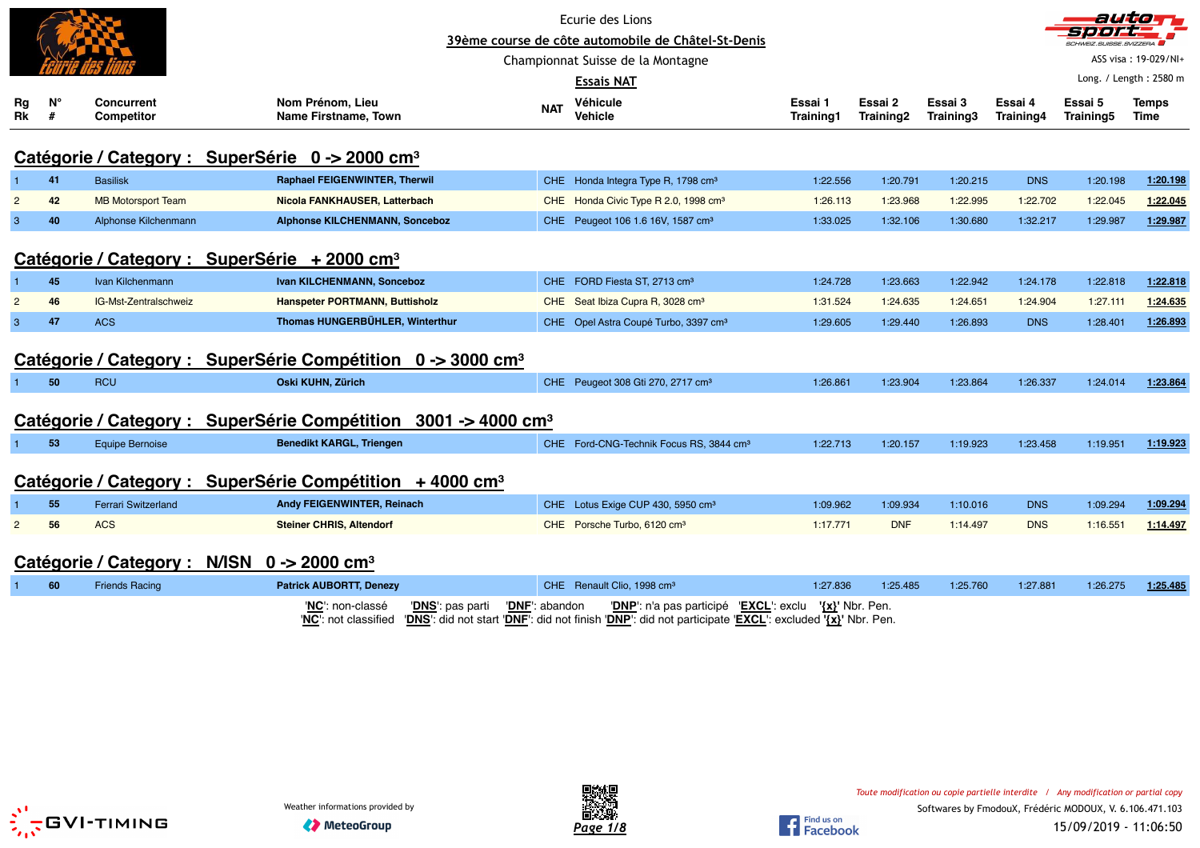Ecurie des Lions

39ème course de côte automobile de Châtel-St-Denis

Championnat Suisse de la Montagne

**Essais NAT**

ASS visa : 19-029/NI+

Long. / Length : 2580 m

## Catégorie / Category : SuperSérie 0 -> 2000 cm³

| Rg Rk | N° # | Concurrent Competitor | Nom Prénom, Lieu Name Firstname, Town | NAT | Véhicule Vehicle | Essai 1 Training1 | Essai 2 Training2 | Essai 3 Training3 | Essai 4 Training4 | Essai 5 Training5 | Temps Time |
|---|---|---|---|---|---|---|---|---|---|---|---|
| 1 | 41 | Basilisk | **Raphael FEIGENWINTER, Therwil** | CHE | Honda Integra Type R, 1798 cm³ | 1:22.556 | 1:20.791 | 1:20.215 | DNS | 1:20.198 | **1:20.198** |
| 2 | 42 | MB Motorsport Team | **Nicola FANKHAUSER, Latterbach** | CHE | Honda Civic Type R 2.0, 1998 cm³ | 1:26.113 | 1:23.968 | 1:22.995 | 1:22.702 | 1:22.045 | **1:22.045** |
| 3 | 40 | Alphonse Kilchenmann | **Alphonse KILCHENMANN, Sonceboz** | CHE | Peugeot 106 1.6 16V, 1587 cm³ | 1:33.025 | 1:32.106 | 1:30.680 | 1:32.217 | 1:29.987 | **1:29.987** |

## Catégorie / Category : SuperSérie + 2000 cm³

| Rg Rk | N° # | Concurrent Competitor | Nom Prénom, Lieu Name Firstname, Town | NAT | Véhicule Vehicle | Essai 1 Training1 | Essai 2 Training2 | Essai 3 Training3 | Essai 4 Training4 | Essai 5 Training5 | Temps Time |
|---|---|---|---|---|---|---|---|---|---|---|---|
| 1 | 45 | Ivan Kilchenmann | **Ivan KILCHENMANN, Sonceboz** | CHE | FORD Fiesta ST, 2713 cm³ | 1:24.728 | 1:23.663 | 1:22.942 | 1:24.178 | 1:22.818 | **1:22.818** |
| 2 | 46 | IG-Mst-Zentralschweiz | **Hanspeter PORTMANN, Buttisholz** | CHE | Seat Ibiza Cupra R, 3028 cm³ | 1:31.524 | 1:24.635 | 1:24.651 | 1:24.904 | 1:27.111 | **1:24.635** |
| 3 | 47 | ACS | **Thomas HUNGERBÜHLER, Winterthur** | CHE | Opel Astra Coupé Turbo, 3397 cm³ | 1:29.605 | 1:29.440 | 1:26.893 | DNS | 1:28.401 | **1:26.893** |

## Catégorie / Category : SuperSérie Compétition 0 -> 3000 cm³

| Rg Rk | N° # | Concurrent Competitor | Nom Prénom, Lieu Name Firstname, Town | NAT | Véhicule Vehicle | Essai 1 Training1 | Essai 2 Training2 | Essai 3 Training3 | Essai 4 Training4 | Essai 5 Training5 | Temps Time |
|---|---|---|---|---|---|---|---|---|---|---|---|
| 1 | 50 | RCU | **Oski KUHN, Zürich** | CHE | Peugeot 308 Gti 270, 2717 cm³ | 1:26.861 | 1:23.904 | 1:23.864 | 1:26.337 | 1:24.014 | **1:23.864** |

## Catégorie / Category : SuperSérie Compétition 3001 -> 4000 cm³

| Rg Rk | N° # | Concurrent Competitor | Nom Prénom, Lieu Name Firstname, Town | NAT | Véhicule Vehicle | Essai 1 Training1 | Essai 2 Training2 | Essai 3 Training3 | Essai 4 Training4 | Essai 5 Training5 | Temps Time |
|---|---|---|---|---|---|---|---|---|---|---|---|
| 1 | 53 | Equipe Bernoise | **Benedikt KARGL, Triengen** | CHE | Ford-CNG-Technik Focus RS, 3844 cm³ | 1:22.713 | 1:20.157 | 1:19.923 | 1:23.458 | 1:19.951 | **1:19.923** |

## Catégorie / Category : SuperSérie Compétition + 4000 cm³

| Rg Rk | N° # | Concurrent Competitor | Nom Prénom, Lieu Name Firstname, Town | NAT | Véhicule Vehicle | Essai 1 Training1 | Essai 2 Training2 | Essai 3 Training3 | Essai 4 Training4 | Essai 5 Training5 | Temps Time |
|---|---|---|---|---|---|---|---|---|---|---|---|
| 1 | 55 | Ferrari Switzerland | **Andy FEIGENWINTER, Reinach** | CHE | Lotus Exige CUP 430, 5950 cm³ | 1:09.962 | 1:09.934 | 1:10.016 | DNS | 1:09.294 | **1:09.294** |
| 2 | 56 | ACS | **Steiner CHRIS, Altendorf** | CHE | Porsche Turbo, 6120 cm³ | 1:17.771 | DNF | 1:14.497 | DNS | 1:16.551 | **1:14.497** |

## Catégorie / Category : N/ISN 0 -> 2000 cm³

| Rg Rk | N° # | Concurrent Competitor | Nom Prénom, Lieu Name Firstname, Town | NAT | Véhicule Vehicle | Essai 1 Training1 | Essai 2 Training2 | Essai 3 Training3 | Essai 4 Training4 | Essai 5 Training5 | Temps Time |
|---|---|---|---|---|---|---|---|---|---|---|---|
| 1 | 60 | Friends Racing | **Patrick AUBORTT, Denezy** | CHE | Renault Clio, 1998 cm³ | 1:27.836 | 1:25.485 | 1:25.760 | 1:27.881 | 1:26.275 | **1:25.485** |

'**NC**': non-classé '**DNS**': pas parti '**DNF**': abandon '**DNP**': n'a pas participé '**EXCL**': exclu '**{x}**' Nbr. Pen.
'**NC**': not classified '**DNS**': did not start '**DNF**': did not finish '**DNP**': did not participate '**EXCL**': excluded '**{x}**' Nbr. Pen.

Weather informations provided by MeteoGroup

*Toute modification ou copie partielle interdite / Any modification or partial copy*

Softwares by FmodouX, Frédéric MODOUX, V. 6.106.471.103

15/09/2019 - 11:06:50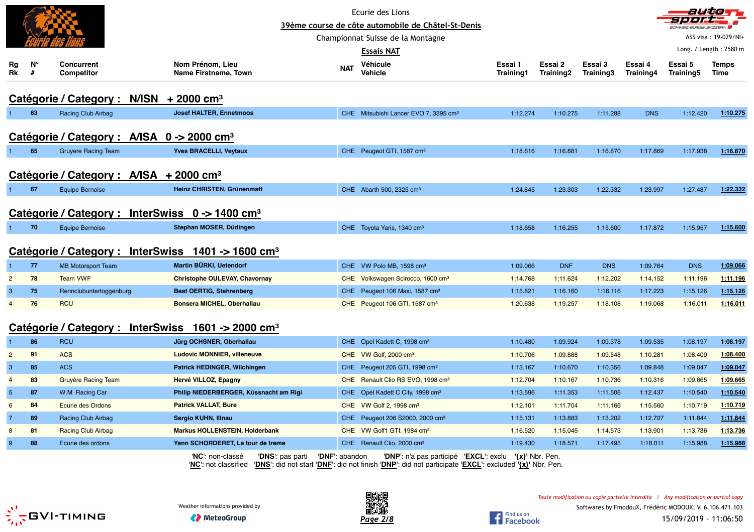Ecurie des Lions

**39ème course de côte automobile de Châtel-St-Denis**

Championnat Suisse de la Montagne

**Essais NAT**

ASS visa : 19-029/NI+

Long. / Length : 2580 m

| Rg Rk | N° # | Concurrent Competitor | Nom Prénom, Lieu Name Firstname, Town | NAT | Véhicule Vehicle | Essai 1 Training1 | Essai 2 Training2 | Essai 3 Training3 | Essai 4 Training4 | Essai 5 Training5 | Temps Time |
|---|---|---|---|---|---|---|---|---|---|---|---|
| **Catégorie / Category : N/ISN + 2000 cm³** | | | | | | | | | | | |
| 1 | **63** | Racing Club Airbag | **Josef HALTER, Ennetmoos** | CHE | Mitsubishi Lancer EVO 7, 3395 cm³ | 1:12.274 | 1:10.275 | 1:11.288 | DNS | 1:12.420 | **1:10.275** |
| **Catégorie / Category : A/ISA 0 -> 2000 cm³** | | | | | | | | | | | |
| 1 | **65** | Gruyere Racing Team | **Yves BRACELLI, Veytaux** | CHE | Peugeot GTI, 1587 cm³ | 1:18.616 | 1:16.881 | 1:16.870 | 1:17.869 | 1:17.938 | **1:16.870** |
| **Catégorie / Category : A/ISA + 2000 cm³** | | | | | | | | | | | |
| 1 | **67** | Equipe Bernoise | **Heinz CHRISTEN, Grünenmatt** | CHE | Abarth 500, 2325 cm³ | 1:24.845 | 1:23.303 | 1:22.332 | 1:23.997 | 1:27.487 | **1:22.332** |
| **Catégorie / Category : InterSwiss 0 -> 1400 cm³** | | | | | | | | | | | |
| 1 | **70** | Equipe Bernoise | **Stephan MOSER, Düdingen** | CHE | Toyota Yaris, 1340 cm³ | 1:18.658 | 1:16.255 | 1:15.600 | 1:17.872 | 1:15.957 | **1:15.600** |
| **Catégorie / Category : InterSwiss 1401 -> 1600 cm³** | | | | | | | | | | | |
| 1 | **77** | MB Motorsport Team | **Martin BÜRKI, Uetendorf** | CHE | VW Polo MB, 1598 cm³ | 1:09.066 | DNF | DNS | 1:09.764 | DNS | **1:09.066** |
| 2 | **78** | Team VWF | **Christophe OULEVAY, Chavornay** | CHE | Volkswagen Scirocco, 1600 cm³ | 1:14.768 | 1:11.624 | 1:12.202 | 1:14.152 | 1:11.196 | **1:11.196** |
| 3 | **75** | Rennclubuntertoggenburg | **Beat OERTIG, Stehrenberg** | CHE | Peugeot 106 Maxi, 1587 cm³ | 1:15.821 | 1:16.160 | 1:16.116 | 1:17.223 | 1:15.126 | **1:15.126** |
| 4 | **76** | RCU | **Bonsera MICHEL, Oberhallau** | CHE | Peugeot 106 GTI, 1587 cm³ | 1:20.638 | 1:19.257 | 1:18.108 | 1:19.068 | 1:16.011 | **1:16.011** |
| **Catégorie / Category : InterSwiss 1601 -> 2000 cm³** | | | | | | | | | | | |
| 1 | **86** | RCU | **Jürg OCHSNER, Oberhallau** | CHE | Opel Kadett C, 1998 cm³ | 1:10.480 | 1:09.924 | 1:09.378 | 1:09.535 | 1:08.197 | **1:08.197** |
| 2 | **91** | ACS | **Ludovic MONNIER, villeneuve** | CHE | VW Golf, 2000 cm³ | 1:10.706 | 1:09.888 | 1:09.548 | 1:10.281 | 1:08.400 | **1:08.400** |
| 3 | **85** | ACS | **Patrick HEDINGER, Wilchingen** | CHE | Peugeot 205 GTI, 1998 cm³ | 1:13.167 | 1:10.670 | 1:10.356 | 1:09.848 | 1:09.047 | **1:09.047** |
| 4 | **83** | Gruyère Racing Team | **Hervé VILLOZ, Epagny** | CHE | Renault Clio RS EVO, 1998 cm³ | 1:12.704 | 1:10.167 | 1:10.736 | 1:10.316 | 1:09.665 | **1:09.665** |
| 5 | **87** | W.M. Racing Car | **Philip NIEDERBERGER, Küssnacht am Rigi** | CHE | Opel Kadett C City, 1998 cm³ | 1:13.596 | 1:11.353 | 1:11.506 | 1:12.437 | 1:10.540 | **1:10.540** |
| 6 | **84** | Ecurie des Ordons | **Patrick VALLAT, Bure** | CHE | VW Golf 2, 1998 cm³ | 1:12.101 | 1:11.704 | 1:11.166 | 1:15.560 | 1:10.719 | **1:10.719** |
| 7 | **89** | Racing Club Airbag | **Sergio KUHN, Illnau** | CHE | Peugeot 206 S2000, 2000 cm³ | 1:15.131 | 1:13.883 | 1:13.202 | 1:12.707 | 1:11.844 | **1:11.844** |
| 8 | **81** | Racing Club Airbag | **Markus HOLLENSTEIN, Holderbank** | CHE | VW Golf1 GTI, 1984 cm³ | 1:16.520 | 1:15.045 | 1:14.573 | 1:13.901 | 1:13.736 | **1:13.736** |
| 9 | **88** | Ecurie des ordons | **Yann SCHORDERET, La tour de treme** | CHE | Renault Clio, 2000 cm³ | 1:19.430 | 1:18.571 | 1:17.495 | 1:18.011 | 1:15.988 | **1:15.988** |

'**NC**': non-classé '**DNS**': pas parti '**DNF**': abandon '**DNP**': n'a pas participé '**EXCL**': exclu '**{x}**' Nbr. Pen.
'**NC**': not classified '**DNS**': did not start '**DNF**': did not finish '**DNP**': did not participate '**EXCL**': excluded '**{x}**' Nbr. Pen.

Weather informations provided by MeteoGroup

*Toute modification ou copie partielle interdite / Any modification or partial copy*

Softwares by FmodouX, Frédéric MODOUX, V. 6.106.471.103

15/09/2019 - 11:06:50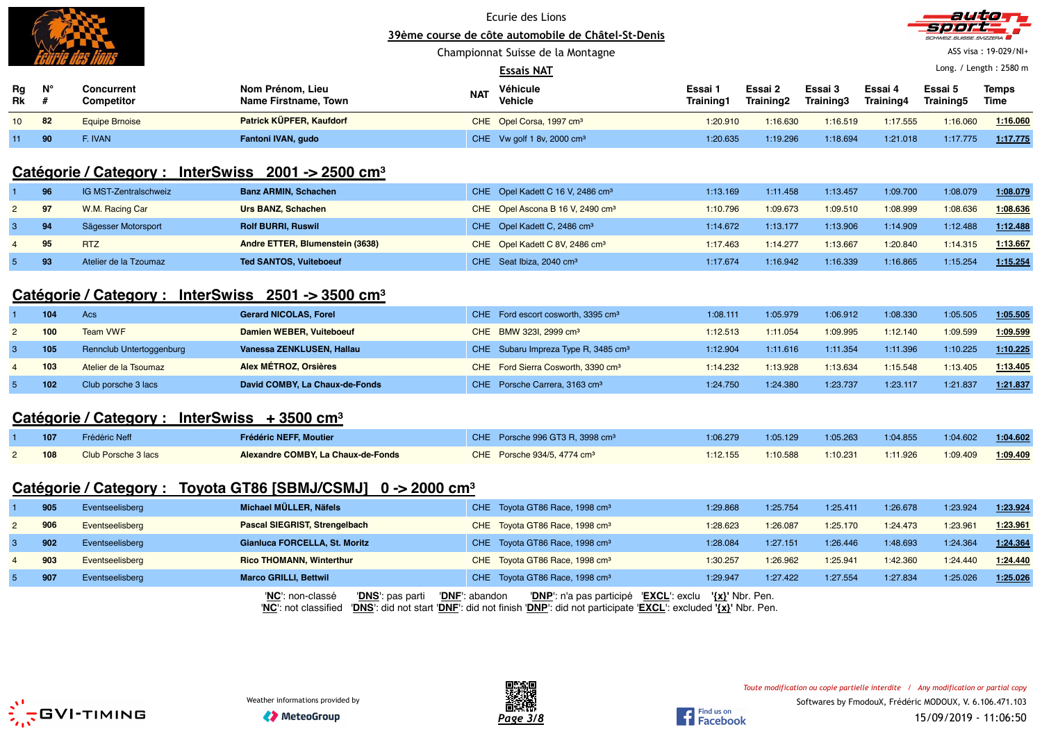Ecurie des Lions

**39ème course de côte automobile de Châtel-St-Denis**

Championnat Suisse de la Montagne

**Essais NAT**

ASS visa : 19-029/NI+

Long. / Length : 2580 m

| Rg Rk | N° # | Concurrent Competitor | Nom Prénom, Lieu Name Firstname, Town | NAT | Véhicule Vehicle | Essai 1 Training1 | Essai 2 Training2 | Essai 3 Training3 | Essai 4 Training4 | Essai 5 Training5 | Temps Time |
|---|---|---|---|---|---|---|---|---|---|---|---|
| 10 | 82 | Equipe Brnoise | **Patrick KÜPFER, Kaufdorf** | CHE | Opel Corsa, 1997 cm³ | 1:20.910 | 1:16.630 | 1:16.519 | 1:17.555 | 1:16.060 | 1:16.060 |
| 11 | 90 | F. IVAN | **Fantoni IVAN, gudo** | CHE | Vw golf 1 8v, 2000 cm³ | 1:20.635 | 1:19.296 | 1:18.694 | 1:21.018 | 1:17.775 | 1:17.775 |

## Catégorie / Category : InterSwiss 2001 -> 2500 cm³

| Rg Rk | N° # | Concurrent Competitor | Nom Prénom, Lieu Name Firstname, Town | NAT | Véhicule Vehicle | Essai 1 Training1 | Essai 2 Training2 | Essai 3 Training3 | Essai 4 Training4 | Essai 5 Training5 | Temps Time |
|---|---|---|---|---|---|---|---|---|---|---|---|
| 1 | 96 | IG MST-Zentralschweiz | **Banz ARMIN, Schachen** | CHE | Opel Kadett C 16 V, 2486 cm³ | 1:13.169 | 1:11.458 | 1:13.457 | 1:09.700 | 1:08.079 | 1:08.079 |
| 2 | 97 | W.M. Racing Car | **Urs BANZ, Schachen** | CHE | Opel Ascona B 16 V, 2490 cm³ | 1:10.796 | 1:09.673 | 1:09.510 | 1:08.999 | 1:08.636 | 1:08.636 |
| 3 | 94 | Sägesser Motorsport | **Rolf BURRI, Ruswil** | CHE | Opel Kadett C, 2486 cm³ | 1:14.672 | 1:13.177 | 1:13.906 | 1:14.909 | 1:12.488 | 1:12.488 |
| 4 | 95 | RTZ | **Andre ETTER, Blumenstein (3638)** | CHE | Opel Kadett C 8V, 2486 cm³ | 1:17.463 | 1:14.277 | 1:13.667 | 1:20.840 | 1:14.315 | 1:13.667 |
| 5 | 93 | Atelier de la Tzoumaz | **Ted SANTOS, Vuiteboeuf** | CHE | Seat Ibiza, 2040 cm³ | 1:17.674 | 1:16.942 | 1:16.339 | 1:16.865 | 1:15.254 | 1:15.254 |

## Catégorie / Category : InterSwiss 2501 -> 3500 cm³

| Rg Rk | N° # | Concurrent Competitor | Nom Prénom, Lieu Name Firstname, Town | NAT | Véhicule Vehicle | Essai 1 Training1 | Essai 2 Training2 | Essai 3 Training3 | Essai 4 Training4 | Essai 5 Training5 | Temps Time |
|---|---|---|---|---|---|---|---|---|---|---|---|
| 1 | 104 | Acs | **Gerard NICOLAS, Forel** | CHE | Ford escort cosworth, 3395 cm³ | 1:08.111 | 1:05.979 | 1:06.912 | 1:08.330 | 1:05.505 | 1:05.505 |
| 2 | 100 | Team VWF | **Damien WEBER, Vuiteboeuf** | CHE | BMW 323I, 2999 cm³ | 1:12.513 | 1:11.054 | 1:09.995 | 1:12.140 | 1:09.599 | 1:09.599 |
| 3 | 105 | Rennclub Untertoggenburg | **Vanessa ZENKLUSEN, Hallau** | CHE | Subaru Impreza Type R, 3485 cm³ | 1:12.904 | 1:11.616 | 1:11.354 | 1:11.396 | 1:10.225 | 1:10.225 |
| 4 | 103 | Atelier de la Tsoumaz | **Alex MÉTROZ, Orsières** | CHE | Ford Sierra Cosworth, 3390 cm³ | 1:14.232 | 1:13.928 | 1:13.634 | 1:15.548 | 1:13.405 | 1:13.405 |
| 5 | 102 | Club porsche 3 lacs | **David COMBY, La Chaux-de-Fonds** | CHE | Porsche Carrera, 3163 cm³ | 1:24.750 | 1:24.380 | 1:23.737 | 1:23.117 | 1:21.837 | 1:21.837 |

## Catégorie / Category : InterSwiss + 3500 cm³

| Rg Rk | N° # | Concurrent Competitor | Nom Prénom, Lieu Name Firstname, Town | NAT | Véhicule Vehicle | Essai 1 Training1 | Essai 2 Training2 | Essai 3 Training3 | Essai 4 Training4 | Essai 5 Training5 | Temps Time |
|---|---|---|---|---|---|---|---|---|---|---|---|
| 1 | 107 | Frédéric Neff | **Frédéric NEFF, Moutier** | CHE | Porsche 996 GT3 R, 3998 cm³ | 1:06.279 | 1:05.129 | 1:05.263 | 1:04.855 | 1:04.602 | 1:04.602 |
| 2 | 108 | Club Porsche 3 Lacs | **Alexandre COMBY, La Chaux-de-Fonds** | CHE | Porsche 934/5, 4774 cm³ | 1:12.155 | 1:10.588 | 1:10.231 | 1:11.926 | 1:09.409 | 1:09.409 |

## Catégorie / Category : Toyota GT86 [SBMJ/CSMJ] 0 -> 2000 cm³

| Rg Rk | N° # | Concurrent Competitor | Nom Prénom, Lieu Name Firstname, Town | NAT | Véhicule Vehicle | Essai 1 Training1 | Essai 2 Training2 | Essai 3 Training3 | Essai 4 Training4 | Essai 5 Training5 | Temps Time |
|---|---|---|---|---|---|---|---|---|---|---|---|
| 1 | 905 | Eventseelisberg | **Michael MÜLLER, Näfels** | CHE | Toyota GT86 Race, 1998 cm³ | 1:29.868 | 1:25.754 | 1:25.411 | 1:26.678 | 1:23.924 | 1:23.924 |
| 2 | 906 | Eventseelisberg | **Pascal SIEGRIST, Strengelbach** | CHE | Toyota GT86 Race, 1998 cm³ | 1:28.623 | 1:26.087 | 1:25.170 | 1:24.473 | 1:23.961 | 1:23.961 |
| 3 | 902 | Eventseelisberg | **Gianluca FORCELLA, St. Moritz** | CHE | Toyota GT86 Race, 1998 cm³ | 1:28.084 | 1:27.151 | 1:26.446 | 1:48.693 | 1:24.364 | 1:24.364 |
| 4 | 903 | Eventseelisberg | **Rico THOMANN, Winterthur** | CHE | Toyota GT86 Race, 1998 cm³ | 1:30.257 | 1:26.962 | 1:25.941 | 1:42.360 | 1:24.440 | 1:24.440 |
| 5 | 907 | Eventseelisberg | **Marco GRILLI, Bettwil** | CHE | Toyota GT86 Race, 1998 cm³ | 1:29.947 | 1:27.422 | 1:27.554 | 1:27.834 | 1:25.026 | 1:25.026 |

'**NC**': non-classé '**DNS**': pas parti '**DNF**': abandon '**DNP**': n'a pas participé '**EXCL**': exclu '**{x}**' Nbr. Pen.
'**NC**': not classified '**DNS**': did not start '**DNF**': did not finish '**DNP**': did not participate '**EXCL**': excluded '**{x}**' Nbr. Pen.

Weather informations provided by MeteoGroup

*Toute modification ou copie partielle interdite / Any modification or partial copy*

Softwares by FmodouX, Frédéric MODOUX, V. 6.106.471.103

15/09/2019 - 11:06:50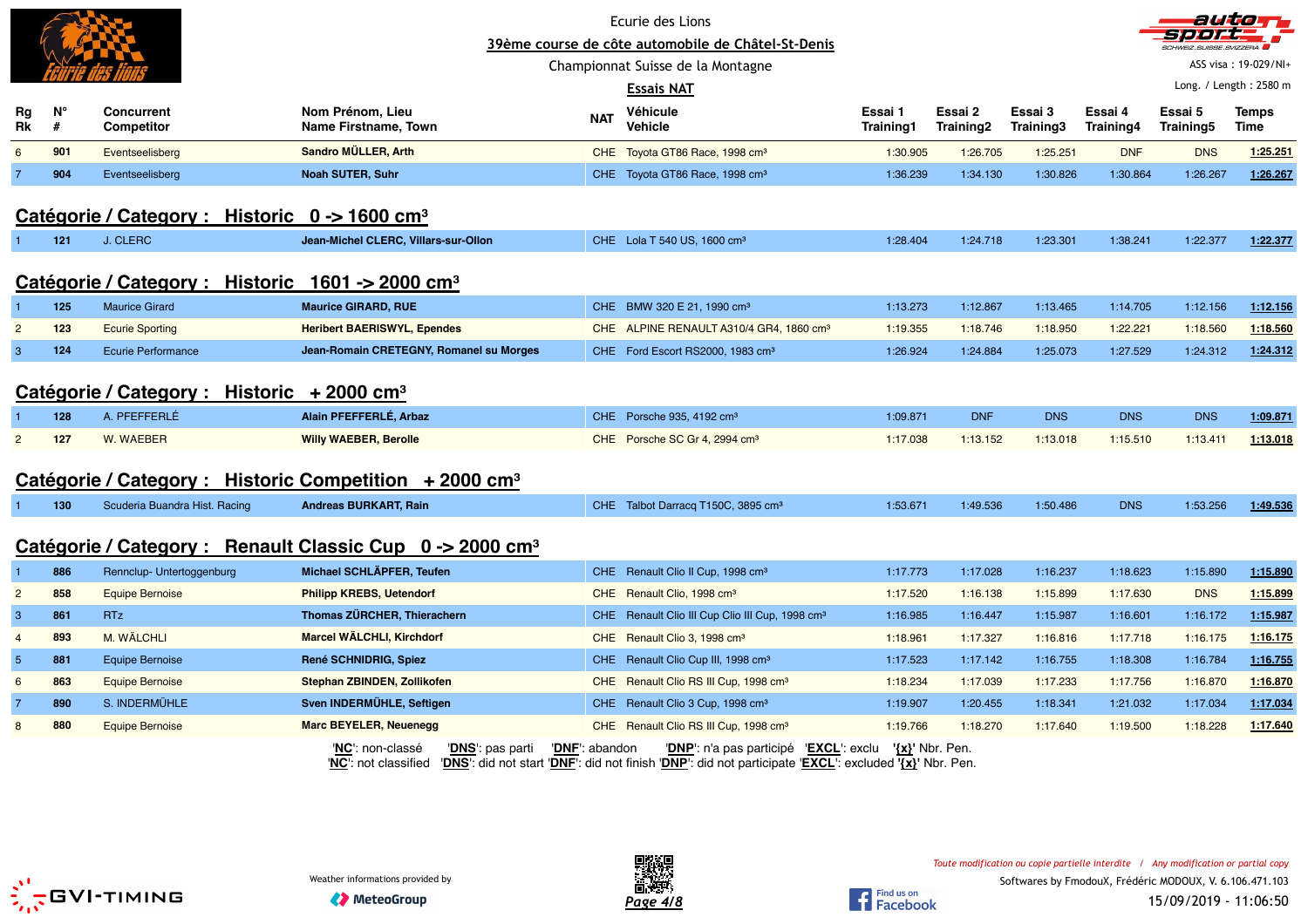Ecurie des Lions

39ème course de côte automobile de Châtel-St-Denis

Championnat Suisse de la Montagne

**Essais NAT**

ASS visa : 19-029/NI+

Long. / Length : 2580 m

| Rg Rk | N° # | Concurrent Competitor | Nom Prénom, Lieu Name Firstname, Town | NAT | Véhicule Vehicle | Essai 1 Training1 | Essai 2 Training2 | Essai 3 Training3 | Essai 4 Training4 | Essai 5 Training5 | Temps Time |
|---|---|---|---|---|---|---|---|---|---|---|---|
| 6 | 901 | Eventseelisberg | **Sandro MÜLLER, Arth** | CHE | Toyota GT86 Race, 1998 cm³ | 1:30.905 | 1:26.705 | 1:25.251 | DNF | DNS | **1:25.251** |
| 7 | 904 | Eventseelisberg | **Noah SUTER, Suhr** | CHE | Toyota GT86 Race, 1998 cm³ | 1:36.239 | 1:34.130 | 1:30.826 | 1:30.864 | 1:26.267 | **1:26.267** |

## Catégorie / Category : Historic 0 -> 1600 cm³

| Rg Rk | N° # | Concurrent Competitor | Nom Prénom, Lieu Name Firstname, Town | NAT | Véhicule Vehicle | Essai 1 Training1 | Essai 2 Training2 | Essai 3 Training3 | Essai 4 Training4 | Essai 5 Training5 | Temps Time |
|---|---|---|---|---|---|---|---|---|---|---|---|
| 1 | 121 | J. CLERC | **Jean-Michel CLERC, Villars-sur-Ollon** | CHE | Lola T 540 US, 1600 cm³ | 1:28.404 | 1:24.718 | 1:23.301 | 1:38.241 | 1:22.377 | **1:22.377** |

## Catégorie / Category : Historic 1601 -> 2000 cm³

| Rg Rk | N° # | Concurrent Competitor | Nom Prénom, Lieu Name Firstname, Town | NAT | Véhicule Vehicle | Essai 1 Training1 | Essai 2 Training2 | Essai 3 Training3 | Essai 4 Training4 | Essai 5 Training5 | Temps Time |
|---|---|---|---|---|---|---|---|---|---|---|---|
| 1 | 125 | Maurice Girard | **Maurice GIRARD, RUE** | CHE | BMW 320 E 21, 1990 cm³ | 1:13.273 | 1:12.867 | 1:13.465 | 1:14.705 | 1:12.156 | **1:12.156** |
| 2 | 123 | Ecurie Sporting | **Heribert BAERISWYL, Ependes** | CHE | ALPINE RENAULT A310/4 GR4, 1860 cm³ | 1:19.355 | 1:18.746 | 1:18.950 | 1:22.221 | 1:18.560 | **1:18.560** |
| 3 | 124 | Ecurie Performance | **Jean-Romain CRETEGNY, Romanel su Morges** | CHE | Ford Escort RS2000, 1983 cm³ | 1:26.924 | 1:24.884 | 1:25.073 | 1:27.529 | 1:24.312 | **1:24.312** |

## Catégorie / Category : Historic + 2000 cm³

| Rg Rk | N° # | Concurrent Competitor | Nom Prénom, Lieu Name Firstname, Town | NAT | Véhicule Vehicle | Essai 1 Training1 | Essai 2 Training2 | Essai 3 Training3 | Essai 4 Training4 | Essai 5 Training5 | Temps Time |
|---|---|---|---|---|---|---|---|---|---|---|---|
| 1 | 128 | A. PFEFFERLÉ | **Alain PFEFFERLÉ, Arbaz** | CHE | Porsche 935, 4192 cm³ | 1:09.871 | DNF | DNS | DNS | DNS | **1:09.871** |
| 2 | 127 | W. WAEBER | **Willy WAEBER, Berolle** | CHE | Porsche SC Gr 4, 2994 cm³ | 1:17.038 | 1:13.152 | 1:13.018 | 1:15.510 | 1:13.411 | **1:13.018** |

## Catégorie / Category : Historic Competition + 2000 cm³

| Rg Rk | N° # | Concurrent Competitor | Nom Prénom, Lieu Name Firstname, Town | NAT | Véhicule Vehicle | Essai 1 Training1 | Essai 2 Training2 | Essai 3 Training3 | Essai 4 Training4 | Essai 5 Training5 | Temps Time |
|---|---|---|---|---|---|---|---|---|---|---|---|
| 1 | 130 | Scuderia Buandra Hist. Racing | **Andreas BURKART, Rain** | CHE | Talbot Darracq T150C, 3895 cm³ | 1:53.671 | 1:49.536 | 1:50.486 | DNS | 1:53.256 | **1:49.536** |

## Catégorie / Category : Renault Classic Cup 0 -> 2000 cm³

| Rg Rk | N° # | Concurrent Competitor | Nom Prénom, Lieu Name Firstname, Town | NAT | Véhicule Vehicle | Essai 1 Training1 | Essai 2 Training2 | Essai 3 Training3 | Essai 4 Training4 | Essai 5 Training5 | Temps Time |
|---|---|---|---|---|---|---|---|---|---|---|---|
| 1 | 886 | Rennclup- Untertoggenburg | **Michael SCHLÄPFER, Teufen** | CHE | Renault Clio II Cup, 1998 cm³ | 1:17.773 | 1:17.028 | 1:16.237 | 1:18.623 | 1:15.890 | **1:15.890** |
| 2 | 858 | Equipe Bernoise | **Philipp KREBS, Uetendorf** | CHE | Renault Clio, 1998 cm³ | 1:17.520 | 1:16.138 | 1:15.899 | 1:17.630 | DNS | **1:15.899** |
| 3 | 861 | RTz | **Thomas ZÜRCHER, Thierachern** | CHE | Renault Clio III Cup Clio III Cup, 1998 cm³ | 1:16.985 | 1:16.447 | 1:15.987 | 1:16.601 | 1:16.172 | **1:15.987** |
| 4 | 893 | M. WÄLCHLI | **Marcel WÄLCHLI, Kirchdorf** | CHE | Renault Clio 3, 1998 cm³ | 1:18.961 | 1:17.327 | 1:16.816 | 1:17.718 | 1:16.175 | **1:16.175** |
| 5 | 881 | Equipe Bernoise | **René SCHNIDRIG, Spiez** | CHE | Renault Clio Cup III, 1998 cm³ | 1:17.523 | 1:17.142 | 1:16.755 | 1:18.308 | 1:16.784 | **1:16.755** |
| 6 | 863 | Equipe Bernoise | **Stephan ZBINDEN, Zollikofen** | CHE | Renault Clio RS III Cup, 1998 cm³ | 1:18.234 | 1:17.039 | 1:17.233 | 1:17.756 | 1:16.870 | **1:16.870** |
| 7 | 890 | S. INDERMÜHLE | **Sven INDERMÜHLE, Seftigen** | CHE | Renault Clio 3 Cup, 1998 cm³ | 1:19.907 | 1:20.455 | 1:18.341 | 1:21.032 | 1:17.034 | **1:17.034** |
| 8 | 880 | Equipe Bernoise | **Marc BEYELER, Neuenegg** | CHE | Renault Clio RS III Cup, 1998 cm³ | 1:19.766 | 1:18.270 | 1:17.640 | 1:19.500 | 1:18.228 | **1:17.640** |

'NC': non-classé 'DNS': pas parti 'DNF': abandon 'DNP': n'a pas participé 'EXCL': exclu '{x}' Nbr. Pen.
'NC': not classified 'DNS': did not start 'DNF': did not finish 'DNP': did not participate 'EXCL': excluded '{x}' Nbr. Pen.

Weather informations provided by MeteoGroup

*Toute modification ou copie partielle interdite / Any modification or partial copy*

Softwares by FmodouX, Frédéric MODOUX, V. 6.106.471.103

15/09/2019 - 11:06:50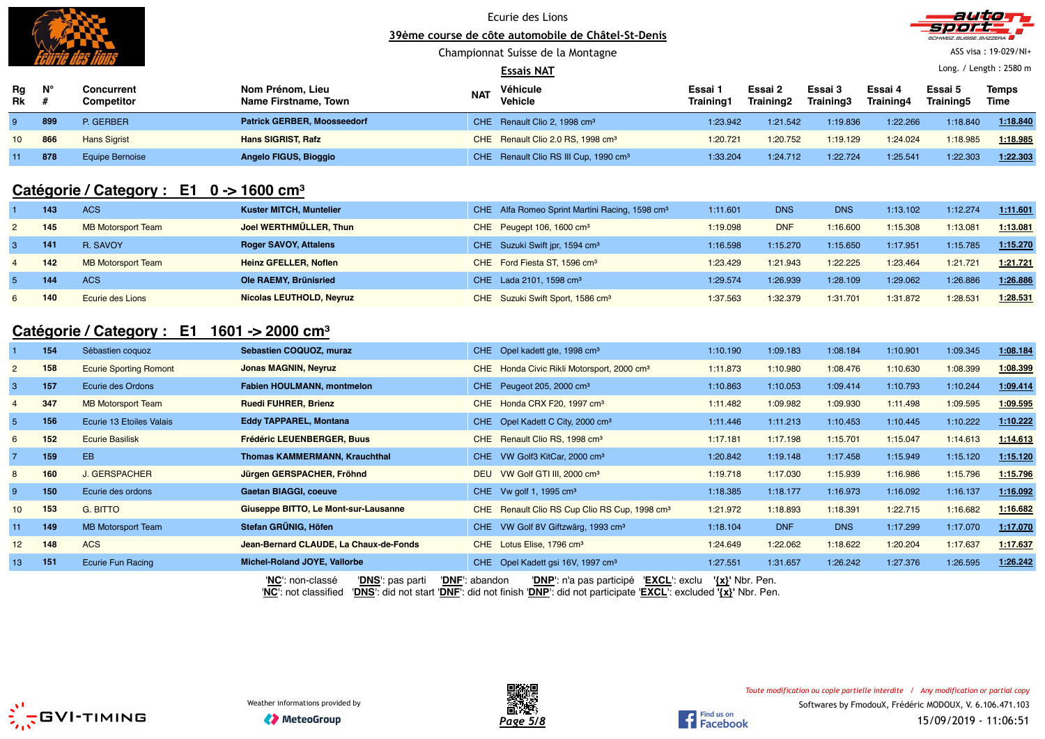Ecurie des Lions

39ème course de côte automobile de Châtel-St-Denis

Championnat Suisse de la Montagne

Essais NAT

ASS visa : 19-029/NI+

Long. / Length : 2580 m

| Rg Rk | N° # | Concurrent Competitor | Nom Prénom, Lieu Name Firstname, Town | NAT | Véhicule Vehicle | Essai 1 Training1 | Essai 2 Training2 | Essai 3 Training3 | Essai 4 Training4 | Essai 5 Training5 | Temps Time |
|---|---|---|---|---|---|---|---|---|---|---|---|
| 9 | 899 | P. GERBER | **Patrick GERBER, Moosseedorf** | CHE | Renault Clio 2, 1998 cm³ | 1:23.942 | 1:21.542 | 1:19.836 | 1:22.266 | 1:18.840 | **1:18.840** |
| 10 | 866 | Hans Sigrist | **Hans SIGRIST, Rafz** | CHE | Renault Clio 2.0 RS, 1998 cm³ | 1:20.721 | 1:20.752 | 1:19.129 | 1:24.024 | 1:18.985 | **1:18.985** |
| 11 | 878 | Equipe Bernoise | **Angelo FIGUS, Bioggio** | CHE | Renault Clio RS III Cup, 1990 cm³ | 1:33.204 | 1:24.712 | 1:22.724 | 1:25.541 | 1:22.303 | **1:22.303** |

## Catégorie / Category : E1 0 -> 1600 cm³

| Rg Rk | N° # | Concurrent Competitor | Nom Prénom, Lieu Name Firstname, Town | NAT | Véhicule Vehicle | Essai 1 Training1 | Essai 2 Training2 | Essai 3 Training3 | Essai 4 Training4 | Essai 5 Training5 | Temps Time |
|---|---|---|---|---|---|---|---|---|---|---|---|
| 1 | 143 | ACS | **Kuster MITCH, Muntelier** | CHE | Alfa Romeo Sprint Martini Racing, 1598 cm³ | 1:11.601 | DNS | DNS | 1:13.102 | 1:12.274 | **1:11.601** |
| 2 | 145 | MB Motorsport Team | **Joel WERTHMÜLLER, Thun** | CHE | Peugept 106, 1600 cm³ | 1:19.098 | DNF | 1:16.600 | 1:15.308 | 1:13.081 | **1:13.081** |
| 3 | 141 | R. SAVOY | **Roger SAVOY, Attalens** | CHE | Suzuki Swift jpr, 1594 cm³ | 1:16.598 | 1:15.270 | 1:15.650 | 1:17.951 | 1:15.785 | **1:15.270** |
| 4 | 142 | MB Motorsport Team | **Heinz GFELLER, Noflen** | CHE | Ford Fiesta ST, 1596 cm³ | 1:23.429 | 1:21.943 | 1:22.225 | 1:23.464 | 1:21.721 | **1:21.721** |
| 5 | 144 | ACS | **Ole RAEMY, Brünisried** | CHE | Lada 2101, 1598 cm³ | 1:29.574 | 1:26.939 | 1:28.109 | 1:29.062 | 1:26.886 | **1:26.886** |
| 6 | 140 | Ecurie des Lions | **Nicolas LEUTHOLD, Neyruz** | CHE | Suzuki Swift Sport, 1586 cm³ | 1:37.563 | 1:32.379 | 1:31.701 | 1:31.872 | 1:28.531 | **1:28.531** |

## Catégorie / Category : E1 1601 -> 2000 cm³

| Rg Rk | N° # | Concurrent Competitor | Nom Prénom, Lieu Name Firstname, Town | NAT | Véhicule Vehicle | Essai 1 Training1 | Essai 2 Training2 | Essai 3 Training3 | Essai 4 Training4 | Essai 5 Training5 | Temps Time |
|---|---|---|---|---|---|---|---|---|---|---|---|
| 1 | 154 | Sébastien coquoz | **Sebastien COQUOZ, muraz** | CHE | Opel kadett gte, 1998 cm³ | 1:10.190 | 1:09.183 | 1:08.184 | 1:10.901 | 1:09.345 | **1:08.184** |
| 2 | 158 | Ecurie Sporting Romont | **Jonas MAGNIN, Neyruz** | CHE | Honda Civic Rikli Motorsport, 2000 cm³ | 1:11.873 | 1:10.980 | 1:08.476 | 1:10.630 | 1:08.399 | **1:08.399** |
| 3 | 157 | Ecurie des Ordons | **Fabien HOULMANN, montmelon** | CHE | Peugeot 205, 2000 cm³ | 1:10.863 | 1:10.053 | 1:09.414 | 1:10.793 | 1:10.244 | **1:09.414** |
| 4 | 347 | MB Motorsport Team | **Ruedi FUHRER, Brienz** | CHE | Honda CRX F20, 1997 cm³ | 1:11.482 | 1:09.982 | 1:09.930 | 1:11.498 | 1:09.595 | **1:09.595** |
| 5 | 156 | Ecurie 13 Etoiles Valais | **Eddy TAPPAREL, Montana** | CHE | Opel Kadett C City, 2000 cm³ | 1:11.446 | 1:11.213 | 1:10.453 | 1:10.445 | 1:10.222 | **1:10.222** |
| 6 | 152 | Ecurie Basilisk | **Frédéric LEUENBERGER, Buus** | CHE | Renault Clio RS, 1998 cm³ | 1:17.181 | 1:17.198 | 1:15.701 | 1:15.047 | 1:14.613 | **1:14.613** |
| 7 | 159 | EB | **Thomas KAMMERMANN, Krauchthal** | CHE | VW Golf3 KitCar, 2000 cm³ | 1:20.842 | 1:19.148 | 1:17.458 | 1:15.949 | 1:15.120 | **1:15.120** |
| 8 | 160 | J. GERSPACHER | **Jürgen GERSPACHER, Fröhnd** | DEU | VW Golf GTI III, 2000 cm³ | 1:19.718 | 1:17.030 | 1:15.939 | 1:16.986 | 1:15.796 | **1:15.796** |
| 9 | 150 | Ecurie des ordons | **Gaetan BIAGGI, coeuve** | CHE | Vw golf 1, 1995 cm³ | 1:18.385 | 1:18.177 | 1:16.973 | 1:16.092 | 1:16.137 | **1:16.092** |
| 10 | 153 | G. BITTO | **Giuseppe BITTO, Le Mont-sur-Lausanne** | CHE | Renault Clio RS Cup Clio RS Cup, 1998 cm³ | 1:21.972 | 1:18.893 | 1:18.391 | 1:22.715 | 1:16.682 | **1:16.682** |
| 11 | 149 | MB Motorsport Team | **Stefan GRÜNIG, Höfen** | CHE | VW Golf 8V Giftzwärg, 1993 cm³ | 1:18.104 | DNF | DNS | 1:17.299 | 1:17.070 | **1:17.070** |
| 12 | 148 | ACS | **Jean-Bernard CLAUDE, La Chaux-de-Fonds** | CHE | Lotus Elise, 1796 cm³ | 1:24.649 | 1:22.062 | 1:18.622 | 1:20.204 | 1:17.637 | **1:17.637** |
| 13 | 151 | Ecurie Fun Racing | **Michel-Roland JOYE, Vallorbe** | CHE | Opel Kadett gsi 16V, 1997 cm³ | 1:27.551 | 1:31.657 | 1:26.242 | 1:27.376 | 1:26.595 | **1:26.242** |

'**NC**': non-classé '**DNS**': pas parti '**DNF**': abandon '**DNP**': n'a pas participé '**EXCL**': exclu '**{x}**' Nbr. Pen.
'**NC**': not classified '**DNS**': did not start '**DNF**': did not finish '**DNP**': did not participate '**EXCL**': excluded '**{x}**' Nbr. Pen.

Weather informations provided by MeteoGroup

*Toute modification ou copie partielle interdite / Any modification or partial copy*

Softwares by FmodouX, Frédéric MODOUX, V. 6.106.471.103

15/09/2019 - 11:06:51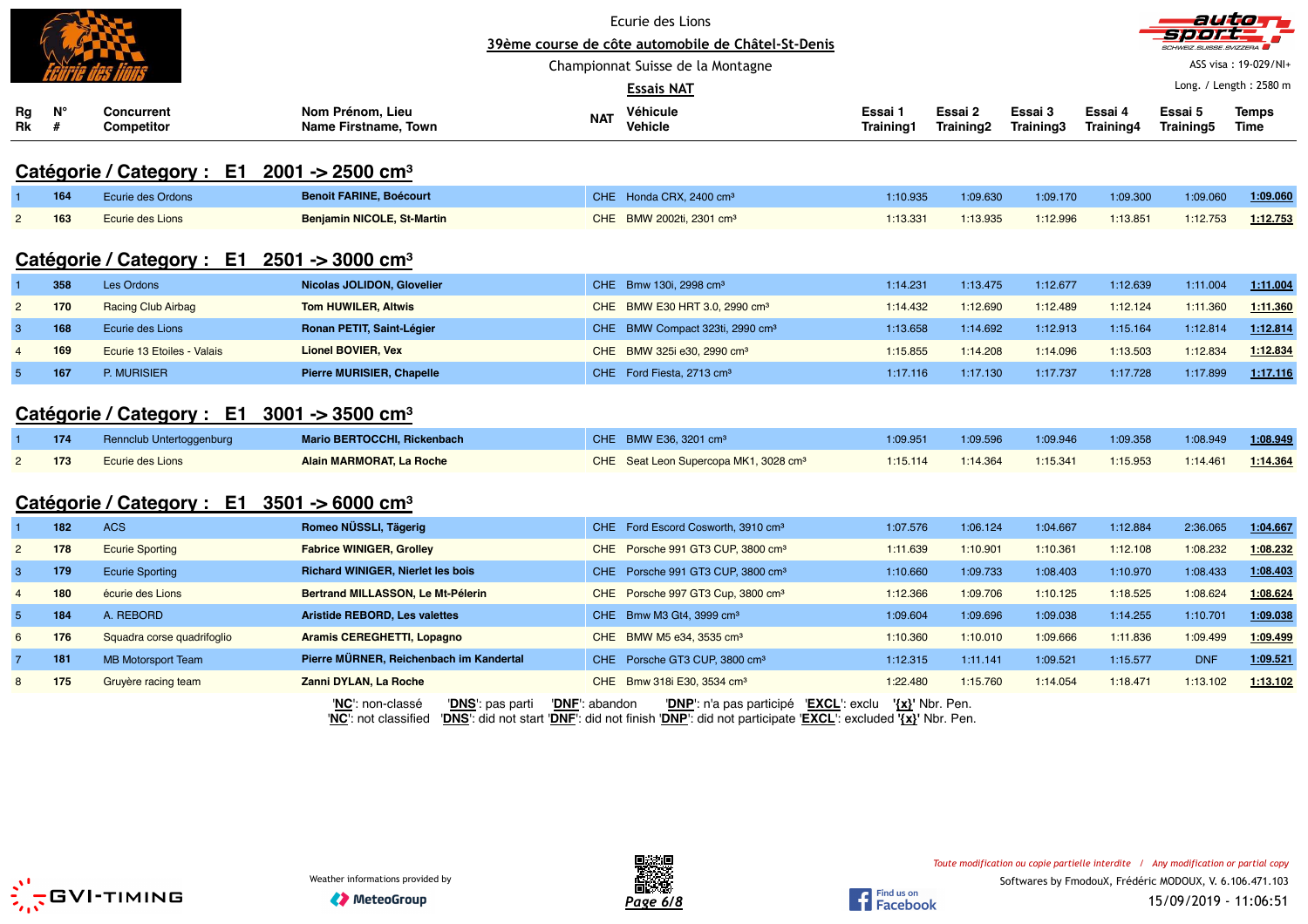Ecurie des Lions

# 39ème course de côte automobile de Châtel-St-Denis

Championnat Suisse de la Montagne

## Essais NAT

ASS visa : 19-029/NI+

Long. / Length : 2580 m

### Catégorie / Category : E1 2001 -> 2500 cm³

| Rg Rk | N° # | Concurrent Competitor | Nom Prénom, Lieu Name Firstname, Town | NAT | Véhicule Vehicle | Essai 1 Training1 | Essai 2 Training2 | Essai 3 Training3 | Essai 4 Training4 | Essai 5 Training5 | Temps Time |
|---|---|---|---|---|---|---|---|---|---|---|---|
| 1 | 164 | Ecurie des Ordons | **Benoit FARINE, Boécourt** | CHE | Honda CRX, 2400 cm³ | 1:10.935 | 1:09.630 | 1:09.170 | 1:09.300 | 1:09.060 | 1:09.060 |
| 2 | 163 | Ecurie des Lions | **Benjamin NICOLE, St-Martin** | CHE | BMW 2002ti, 2301 cm³ | 1:13.331 | 1:13.935 | 1:12.996 | 1:13.851 | 1:12.753 | 1:12.753 |

### Catégorie / Category : E1 2501 -> 3000 cm³

| Rg Rk | N° # | Concurrent Competitor | Nom Prénom, Lieu Name Firstname, Town | NAT | Véhicule Vehicle | Essai 1 Training1 | Essai 2 Training2 | Essai 3 Training3 | Essai 4 Training4 | Essai 5 Training5 | Temps Time |
|---|---|---|---|---|---|---|---|---|---|---|---|
| 1 | 358 | Les Ordons | **Nicolas JOLIDON, Glovelier** | CHE | Bmw 130i, 2998 cm³ | 1:14.231 | 1:13.475 | 1:12.677 | 1:12.639 | 1:11.004 | 1:11.004 |
| 2 | 170 | Racing Club Airbag | **Tom HUWILER, Altwis** | CHE | BMW E30 HRT 3.0, 2990 cm³ | 1:14.432 | 1:12.690 | 1:12.489 | 1:12.124 | 1:11.360 | 1:11.360 |
| 3 | 168 | Ecurie des Lions | **Ronan PETIT, Saint-Légier** | CHE | BMW Compact 323ti, 2990 cm³ | 1:13.658 | 1:14.692 | 1:12.913 | 1:15.164 | 1:12.814 | 1:12.814 |
| 4 | 169 | Ecurie 13 Etoiles - Valais | **Lionel BOVIER, Vex** | CHE | BMW 325i e30, 2990 cm³ | 1:15.855 | 1:14.208 | 1:14.096 | 1:13.503 | 1:12.834 | 1:12.834 |
| 5 | 167 | P. MURISIER | **Pierre MURISIER, Chapelle** | CHE | Ford Fiesta, 2713 cm³ | 1:17.116 | 1:17.130 | 1:17.737 | 1:17.728 | 1:17.899 | 1:17.116 |

### Catégorie / Category : E1 3001 -> 3500 cm³

| Rg Rk | N° # | Concurrent Competitor | Nom Prénom, Lieu Name Firstname, Town | NAT | Véhicule Vehicle | Essai 1 Training1 | Essai 2 Training2 | Essai 3 Training3 | Essai 4 Training4 | Essai 5 Training5 | Temps Time |
|---|---|---|---|---|---|---|---|---|---|---|---|
| 1 | 174 | Rennclub Untertoggenburg | **Mario BERTOCCHI, Rickenbach** | CHE | BMW E36, 3201 cm³ | 1:09.951 | 1:09.596 | 1:09.946 | 1:09.358 | 1:08.949 | 1:08.949 |
| 2 | 173 | Ecurie des Lions | **Alain MARMORAT, La Roche** | CHE | Seat Leon Supercopa MK1, 3028 cm³ | 1:15.114 | 1:14.364 | 1:15.341 | 1:15.953 | 1:14.461 | 1:14.364 |

### Catégorie / Category : E1 3501 -> 6000 cm³

| Rg Rk | N° # | Concurrent Competitor | Nom Prénom, Lieu Name Firstname, Town | NAT | Véhicule Vehicle | Essai 1 Training1 | Essai 2 Training2 | Essai 3 Training3 | Essai 4 Training4 | Essai 5 Training5 | Temps Time |
|---|---|---|---|---|---|---|---|---|---|---|---|
| 1 | 182 | ACS | **Romeo NÜSSLI, Tägerig** | CHE | Ford Escord Cosworth, 3910 cm³ | 1:07.576 | 1:06.124 | 1:04.667 | 1:12.884 | 2:36.065 | 1:04.667 |
| 2 | 178 | Ecurie Sporting | **Fabrice WINIGER, Grolley** | CHE | Porsche 991 GT3 CUP, 3800 cm³ | 1:11.639 | 1:10.901 | 1:10.361 | 1:12.108 | 1:08.232 | 1:08.232 |
| 3 | 179 | Ecurie Sporting | **Richard WINIGER, Nierlet les bois** | CHE | Porsche 991 GT3 CUP, 3800 cm³ | 1:10.660 | 1:09.733 | 1:08.403 | 1:10.970 | 1:08.433 | 1:08.403 |
| 4 | 180 | écurie des Lions | **Bertrand MILLASSON, Le Mt-Pélerin** | CHE | Porsche 997 GT3 Cup, 3800 cm³ | 1:12.366 | 1:09.706 | 1:10.125 | 1:18.525 | 1:08.624 | 1:08.624 |
| 5 | 184 | A. REBORD | **Aristide REBORD, Les valettes** | CHE | Bmw M3 Gt4, 3999 cm³ | 1:09.604 | 1:09.696 | 1:09.038 | 1:14.255 | 1:10.701 | 1:09.038 |
| 6 | 176 | Squadra corse quadrifoglio | **Aramis CEREGHETTI, Lopagno** | CHE | BMW M5 e34, 3535 cm³ | 1:10.360 | 1:10.010 | 1:09.666 | 1:11.836 | 1:09.499 | 1:09.499 |
| 7 | 181 | MB Motorsport Team | **Pierre MÜRNER, Reichenbach im Kandertal** | CHE | Porsche GT3 CUP, 3800 cm³ | 1:12.315 | 1:11.141 | 1:09.521 | 1:15.577 | DNF | 1:09.521 |
| 8 | 175 | Gruyère racing team | **Zanni DYLAN, La Roche** | CHE | Bmw 318i E30, 3534 cm³ | 1:22.480 | 1:15.760 | 1:14.054 | 1:18.471 | 1:13.102 | 1:13.102 |

'**NC**': non-classé '**DNS**': pas parti '**DNF**': abandon '**DNP**': n'a pas participé '**EXCL**': exclu '**{x}**' Nbr. Pen.
'**NC**': not classified '**DNS**': did not start '**DNF**': did not finish '**DNP**': did not participate '**EXCL**': excluded '**{x}**' Nbr. Pen.

Weather informations provided by MeteoGroup

*Toute modification ou copie partielle interdite / Any modification or partial copy*

Softwares by FmodouX, Frédéric MODOUX, V. 6.106.471.103

15/09/2019 - 11:06:51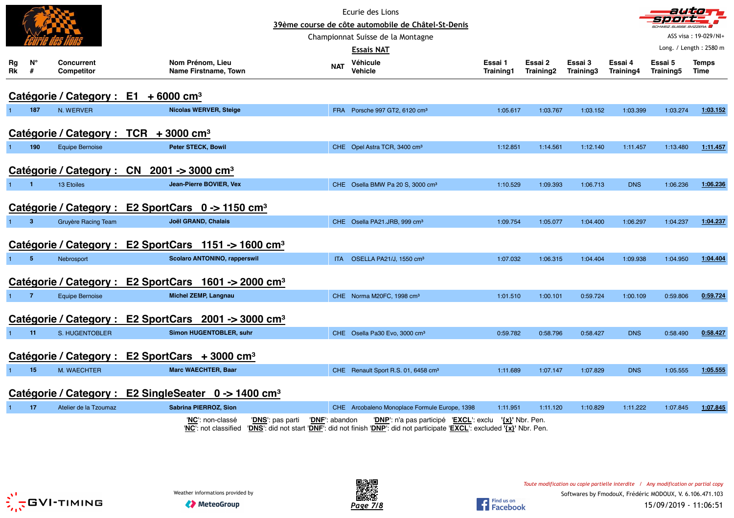Ecurie des Lions

39ème course de côte automobile de Châtel-St-Denis

Championnat Suisse de la Montagne

Essais NAT

ASS visa : 19-029/NI+

Long. / Length : 2580 m

| Rg Rk | N° # | Concurrent Competitor | Nom Prénom, Lieu Name Firstname, Town | NAT | Véhicule Vehicle | Essai 1 Training1 | Essai 2 Training2 | Essai 3 Training3 | Essai 4 Training4 | Essai 5 Training5 | Temps Time |
|---|---|---|---|---|---|---|---|---|---|---|---|
| **Catégorie / Category : E1 + 6000 cm³** | | | | | | | | | | | |
| 1 | 187 | N. WERVER | **Nicolas WERVER, Steige** | FRA | Porsche 997 GT2, 6120 cm³ | 1:05.617 | 1:03.767 | 1:03.152 | 1:03.399 | 1:03.274 | 1:03.152 |
| **Catégorie / Category : TCR + 3000 cm³** | | | | | | | | | | | |
| 1 | 190 | Equipe Bernoise | **Peter STECK, Bowil** | CHE | Opel Astra TCR, 3400 cm³ | 1:12.851 | 1:14.561 | 1:12.140 | 1:11.457 | 1:13.480 | 1:11.457 |
| **Catégorie / Category : CN 2001 -> 3000 cm³** | | | | | | | | | | | |
| 1 | 1 | 13 Etoiles | **Jean-Pierre BOVIER, Vex** | CHE | Osella BMW Pa 20 S, 3000 cm³ | 1:10.529 | 1:09.393 | 1:06.713 | DNS | 1:06.236 | 1:06.236 |
| **Catégorie / Category : E2 SportCars 0 -> 1150 cm³** | | | | | | | | | | | |
| 1 | 3 | Gruyère Racing Team | **Joël GRAND, Chalais** | CHE | Osella PA21.JRB, 999 cm³ | 1:09.754 | 1:05.077 | 1:04.400 | 1:06.297 | 1:04.237 | 1:04.237 |
| **Catégorie / Category : E2 SportCars 1151 -> 1600 cm³** | | | | | | | | | | | |
| 1 | 5 | Nebrosport | **Scolaro ANTONINO, rapperswil** | ITA | OSELLA PA21/J, 1550 cm³ | 1:07.032 | 1:06.315 | 1:04.404 | 1:09.938 | 1:04.950 | 1:04.404 |
| **Catégorie / Category : E2 SportCars 1601 -> 2000 cm³** | | | | | | | | | | | |
| 1 | 7 | Equipe Bernoise | **Michel ZEMP, Langnau** | CHE | Norma M20FC, 1998 cm³ | 1:01.510 | 1:00.101 | 0:59.724 | 1:00.109 | 0:59.806 | 0:59.724 |
| **Catégorie / Category : E2 SportCars 2001 -> 3000 cm³** | | | | | | | | | | | |
| 1 | 11 | S. HUGENTOBLER | **Simon HUGENTOBLER, suhr** | CHE | Osella Pa30 Evo, 3000 cm³ | 0:59.782 | 0:58.796 | 0:58.427 | DNS | 0:58.490 | 0:58.427 |
| **Catégorie / Category : E2 SportCars + 3000 cm³** | | | | | | | | | | | |
| 1 | 15 | M. WAECHTER | **Marc WAECHTER, Baar** | CHE | Renault Sport R.S. 01, 6458 cm³ | 1:11.689 | 1:07.147 | 1:07.829 | DNS | 1:05.555 | 1:05.555 |
| **Catégorie / Category : E2 SingleSeater 0 -> 1400 cm³** | | | | | | | | | | | |
| 1 | 17 | Atelier de la Tzoumaz | **Sabrina PIERROZ, Sion** | CHE | Arcobaleno Monoplace Formule Europe, 1398 | 1:11.951 | 1:11.120 | 1:10.829 | 1:11.222 | 1:07.845 | 1:07.845 |

'NC': non-classé 'DNS': pas parti 'DNF': abandon 'DNP': n'a pas participé 'EXCL': exclu '{x}' Nbr. Pen.
'NC': not classified 'DNS': did not start 'DNF': did not finish 'DNP': did not participate 'EXCL': excluded '{x}' Nbr. Pen.

Weather informations provided by MeteoGroup

*Toute modification ou copie partielle interdite / Any modification or partial copy*

Softwares by FmodouX, Frédéric MODOUX, V. 6.106.471.103

15/09/2019 - 11:06:51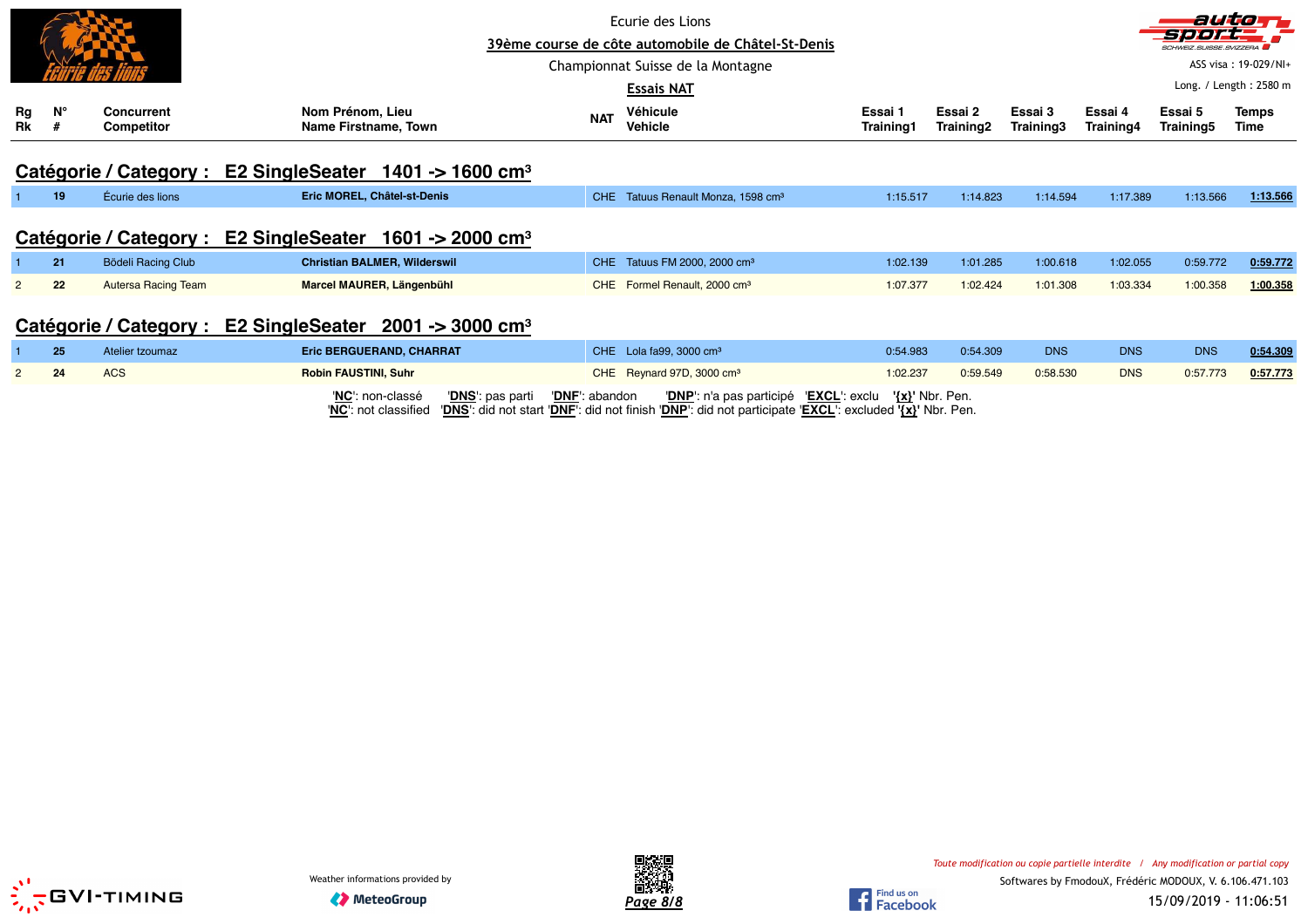Ecurie des Lions

39ème course de côte automobile de Châtel-St-Denis

Championnat Suisse de la Montagne

**Essais NAT**

ASS visa : 19-029/NI+

Long. / Length : 2580 m

## Catégorie / Category : E2 SingleSeater 1401 -> 1600 cm³

| Rg Rk | N° # | Concurrent Competitor | Nom Prénom, Lieu Name Firstname, Town | NAT | Véhicule Vehicle | Essai 1 Training1 | Essai 2 Training2 | Essai 3 Training3 | Essai 4 Training4 | Essai 5 Training5 | Temps Time |
|---|---|---|---|---|---|---|---|---|---|---|---|
| 1 | 19 | Écurie des lions | **Eric MOREL, Châtel-st-Denis** | CHE | Tatuus Renault Monza, 1598 cm³ | 1:15.517 | 1:14.823 | 1:14.594 | 1:17.389 | 1:13.566 | 1:13.566 |

## Catégorie / Category : E2 SingleSeater 1601 -> 2000 cm³

| Rg Rk | N° # | Concurrent Competitor | Nom Prénom, Lieu Name Firstname, Town | NAT | Véhicule Vehicle | Essai 1 Training1 | Essai 2 Training2 | Essai 3 Training3 | Essai 4 Training4 | Essai 5 Training5 | Temps Time |
|---|---|---|---|---|---|---|---|---|---|---|---|
| 1 | 21 | Bödeli Racing Club | **Christian BALMER, Wilderswil** | CHE | Tatuus FM 2000, 2000 cm³ | 1:02.139 | 1:01.285 | 1:00.618 | 1:02.055 | 0:59.772 | 0:59.772 |
| 2 | 22 | Autersa Racing Team | **Marcel MAURER, Längenbühl** | CHE | Formel Renault, 2000 cm³ | 1:07.377 | 1:02.424 | 1:01.308 | 1:03.334 | 1:00.358 | 1:00.358 |

## Catégorie / Category : E2 SingleSeater 2001 -> 3000 cm³

| Rg Rk | N° # | Concurrent Competitor | Nom Prénom, Lieu Name Firstname, Town | NAT | Véhicule Vehicle | Essai 1 Training1 | Essai 2 Training2 | Essai 3 Training3 | Essai 4 Training4 | Essai 5 Training5 | Temps Time |
|---|---|---|---|---|---|---|---|---|---|---|---|
| 1 | 25 | Atelier tzoumaz | **Eric BERGUERAND, CHARRAT** | CHE | Lola fa99, 3000 cm³ | 0:54.983 | 0:54.309 | DNS | DNS | DNS | 0:54.309 |
| 2 | 24 | ACS | **Robin FAUSTINI, Suhr** | CHE | Reynard 97D, 3000 cm³ | 1:02.237 | 0:59.549 | 0:58.530 | DNS | 0:57.773 | 0:57.773 |

'**NC**': non-classé '**DNS**': pas parti '**DNF**': abandon '**DNP**': n'a pas participé '**EXCL**': exclu '**{x}**' Nbr. Pen.
'**NC**': not classified '**DNS**': did not start '**DNF**': did not finish '**DNP**': did not participate '**EXCL**': excluded '**{x}**' Nbr. Pen.

Weather informations provided by MeteoGroup

*Toute modification ou copie partielle interdite / Any modification or partial copy*

Softwares by FmodouX, Frédéric MODOUX, V. 6.106.471.103

15/09/2019 - 11:06:51